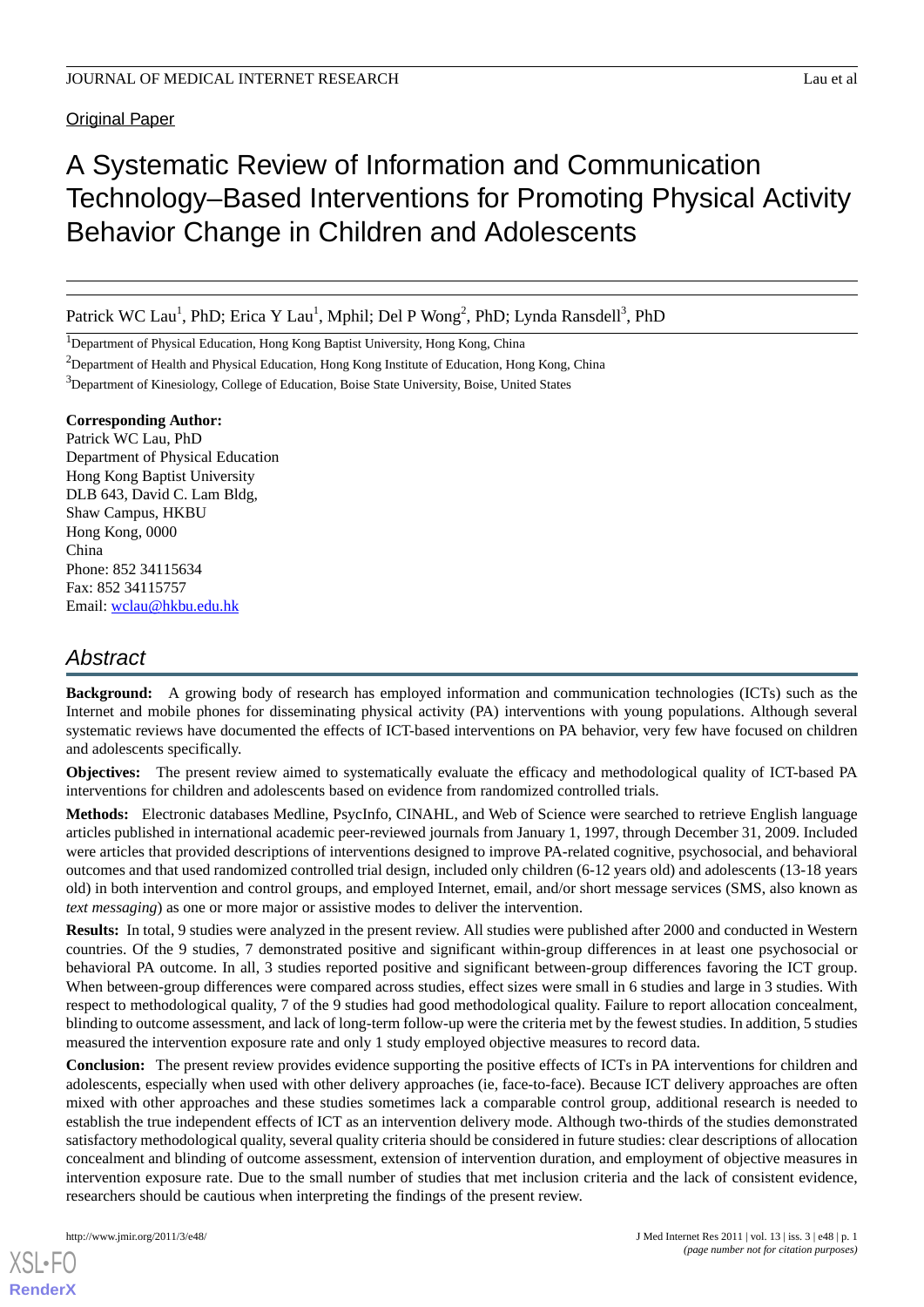Original Paper

# A Systematic Review of Information and Communication Technology–Based Interventions for Promoting Physical Activity Behavior Change in Children and Adolescents

Patrick WC Lau[1], PhD; Erica Y Lau[1], Mphil; Del P Wong[2], PhD; Lynda Ransdell[3], PhD

[1]Department of Physical Education, Hong Kong Baptist University, Hong Kong, China

[2]Department of Health and Physical Education, Hong Kong Institute of Education, Hong Kong, China

[3]Department of Kinesiology, College of Education, Boise State University, Boise, United States

**Corresponding Author:**
Patrick WC Lau, PhD
Department of Physical Education
Hong Kong Baptist University
DLB 643, David C. Lam Bldg,
Shaw Campus, HKBU
Hong Kong, 0000
China
Phone: 852 34115634
Fax: 852 34115757
Email: wclau@hkbu.edu.hk

## Abstract

**Background:** A growing body of research has employed information and communication technologies (ICTs) such as the Internet and mobile phones for disseminating physical activity (PA) interventions with young populations. Although several systematic reviews have documented the effects of ICT-based interventions on PA behavior, very few have focused on children and adolescents specifically.

**Objectives:** The present review aimed to systematically evaluate the efficacy and methodological quality of ICT-based PA interventions for children and adolescents based on evidence from randomized controlled trials.

**Methods:** Electronic databases Medline, PsycInfo, CINAHL, and Web of Science were searched to retrieve English language articles published in international academic peer-reviewed journals from January 1, 1997, through December 31, 2009. Included were articles that provided descriptions of interventions designed to improve PA-related cognitive, psychosocial, and behavioral outcomes and that used randomized controlled trial design, included only children (6-12 years old) and adolescents (13-18 years old) in both intervention and control groups, and employed Internet, email, and/or short message services (SMS, also known as *text messaging*) as one or more major or assistive modes to deliver the intervention.

**Results:** In total, 9 studies were analyzed in the present review. All studies were published after 2000 and conducted in Western countries. Of the 9 studies, 7 demonstrated positive and significant within-group differences in at least one psychosocial or behavioral PA outcome. In all, 3 studies reported positive and significant between-group differences favoring the ICT group. When between-group differences were compared across studies, effect sizes were small in 6 studies and large in 3 studies. With respect to methodological quality, 7 of the 9 studies had good methodological quality. Failure to report allocation concealment, blinding to outcome assessment, and lack of long-term follow-up were the criteria met by the fewest studies. In addition, 5 studies measured the intervention exposure rate and only 1 study employed objective measures to record data.

**Conclusion:** The present review provides evidence supporting the positive effects of ICTs in PA interventions for children and adolescents, especially when used with other delivery approaches (ie, face-to-face). Because ICT delivery approaches are often mixed with other approaches and these studies sometimes lack a comparable control group, additional research is needed to establish the true independent effects of ICT as an intervention delivery mode. Although two-thirds of the studies demonstrated satisfactory methodological quality, several quality criteria should be considered in future studies: clear descriptions of allocation concealment and blinding of outcome assessment, extension of intervention duration, and employment of objective measures in intervention exposure rate. Due to the small number of studies that met inclusion criteria and the lack of consistent evidence, researchers should be cautious when interpreting the findings of the present review.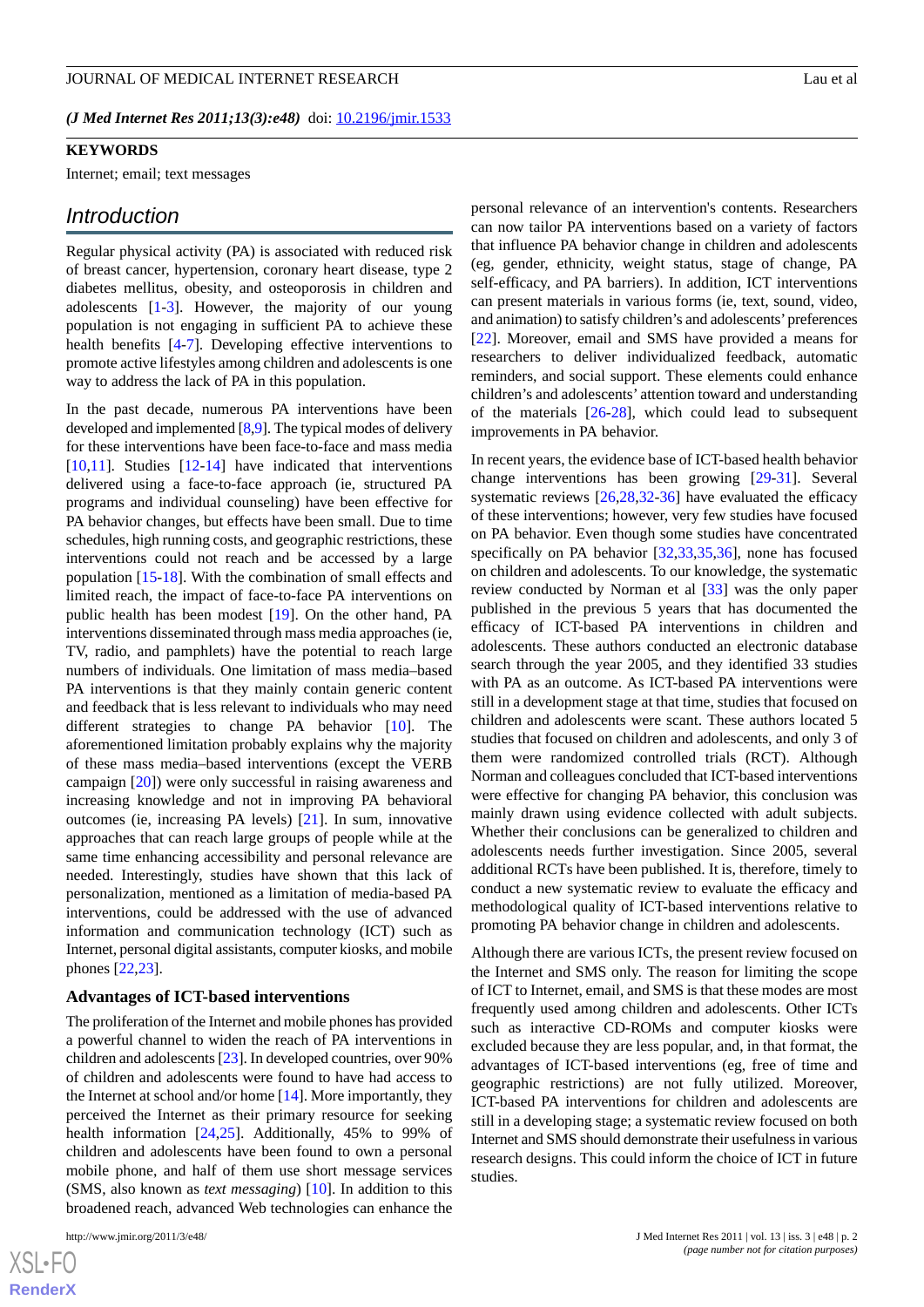(J Med Internet Res 2011;13(3):e48) doi: 10.2196/jmir.1533

**KEYWORDS**

Internet; email; text messages

## Introduction

Regular physical activity (PA) is associated with reduced risk of breast cancer, hypertension, coronary heart disease, type 2 diabetes mellitus, obesity, and osteoporosis in children and adolescents [1-3]. However, the majority of our young population is not engaging in sufficient PA to achieve these health benefits [4-7]. Developing effective interventions to promote active lifestyles among children and adolescents is one way to address the lack of PA in this population.

In the past decade, numerous PA interventions have been developed and implemented [8,9]. The typical modes of delivery for these interventions have been face-to-face and mass media [10,11]. Studies [12-14] have indicated that interventions delivered using a face-to-face approach (ie, structured PA programs and individual counseling) have been effective for PA behavior changes, but effects have been small. Due to time schedules, high running costs, and geographic restrictions, these interventions could not reach and be accessed by a large population [15-18]. With the combination of small effects and limited reach, the impact of face-to-face PA interventions on public health has been modest [19]. On the other hand, PA interventions disseminated through mass media approaches (ie, TV, radio, and pamphlets) have the potential to reach large numbers of individuals. One limitation of mass media–based PA interventions is that they mainly contain generic content and feedback that is less relevant to individuals who may need different strategies to change PA behavior [10]. The aforementioned limitation probably explains why the majority of these mass media–based interventions (except the VERB campaign [20]) were only successful in raising awareness and increasing knowledge and not in improving PA behavioral outcomes (ie, increasing PA levels) [21]. In sum, innovative approaches that can reach large groups of people while at the same time enhancing accessibility and personal relevance are needed. Interestingly, studies have shown that this lack of personalization, mentioned as a limitation of media-based PA interventions, could be addressed with the use of advanced information and communication technology (ICT) such as Internet, personal digital assistants, computer kiosks, and mobile phones [22,23].

### Advantages of ICT-based interventions

The proliferation of the Internet and mobile phones has provided a powerful channel to widen the reach of PA interventions in children and adolescents [23]. In developed countries, over 90% of children and adolescents were found to have had access to the Internet at school and/or home [14]. More importantly, they perceived the Internet as their primary resource for seeking health information [24,25]. Additionally, 45% to 99% of children and adolescents have been found to own a personal mobile phone, and half of them use short message services (SMS, also known as *text messaging*) [10]. In addition to this broadened reach, advanced Web technologies can enhance the personal relevance of an intervention's contents. Researchers can now tailor PA interventions based on a variety of factors that influence PA behavior change in children and adolescents (eg, gender, ethnicity, weight status, stage of change, PA self-efficacy, and PA barriers). In addition, ICT interventions can present materials in various forms (ie, text, sound, video, and animation) to satisfy children's and adolescents' preferences [22]. Moreover, email and SMS have provided a means for researchers to deliver individualized feedback, automatic reminders, and social support. These elements could enhance children's and adolescents' attention toward and understanding of the materials [26-28], which could lead to subsequent improvements in PA behavior.

In recent years, the evidence base of ICT-based health behavior change interventions has been growing [29-31]. Several systematic reviews [26,28,32-36] have evaluated the efficacy of these interventions; however, very few studies have focused on PA behavior. Even though some studies have concentrated specifically on PA behavior [32,33,35,36], none has focused on children and adolescents. To our knowledge, the systematic review conducted by Norman et al [33] was the only paper published in the previous 5 years that has documented the efficacy of ICT-based PA interventions in children and adolescents. These authors conducted an electronic database search through the year 2005, and they identified 33 studies with PA as an outcome. As ICT-based PA interventions were still in a development stage at that time, studies that focused on children and adolescents were scant. These authors located 5 studies that focused on children and adolescents, and only 3 of them were randomized controlled trials (RCT). Although Norman and colleagues concluded that ICT-based interventions were effective for changing PA behavior, this conclusion was mainly drawn using evidence collected with adult subjects. Whether their conclusions can be generalized to children and adolescents needs further investigation. Since 2005, several additional RCTs have been published. It is, therefore, timely to conduct a new systematic review to evaluate the efficacy and methodological quality of ICT-based interventions relative to promoting PA behavior change in children and adolescents.

Although there are various ICTs, the present review focused on the Internet and SMS only. The reason for limiting the scope of ICT to Internet, email, and SMS is that these modes are most frequently used among children and adolescents. Other ICTs such as interactive CD-ROMs and computer kiosks were excluded because they are less popular, and, in that format, the advantages of ICT-based interventions (eg, free of time and geographic restrictions) are not fully utilized. Moreover, ICT-based PA interventions for children and adolescents are still in a developing stage; a systematic review focused on both Internet and SMS should demonstrate their usefulness in various research designs. This could inform the choice of ICT in future studies.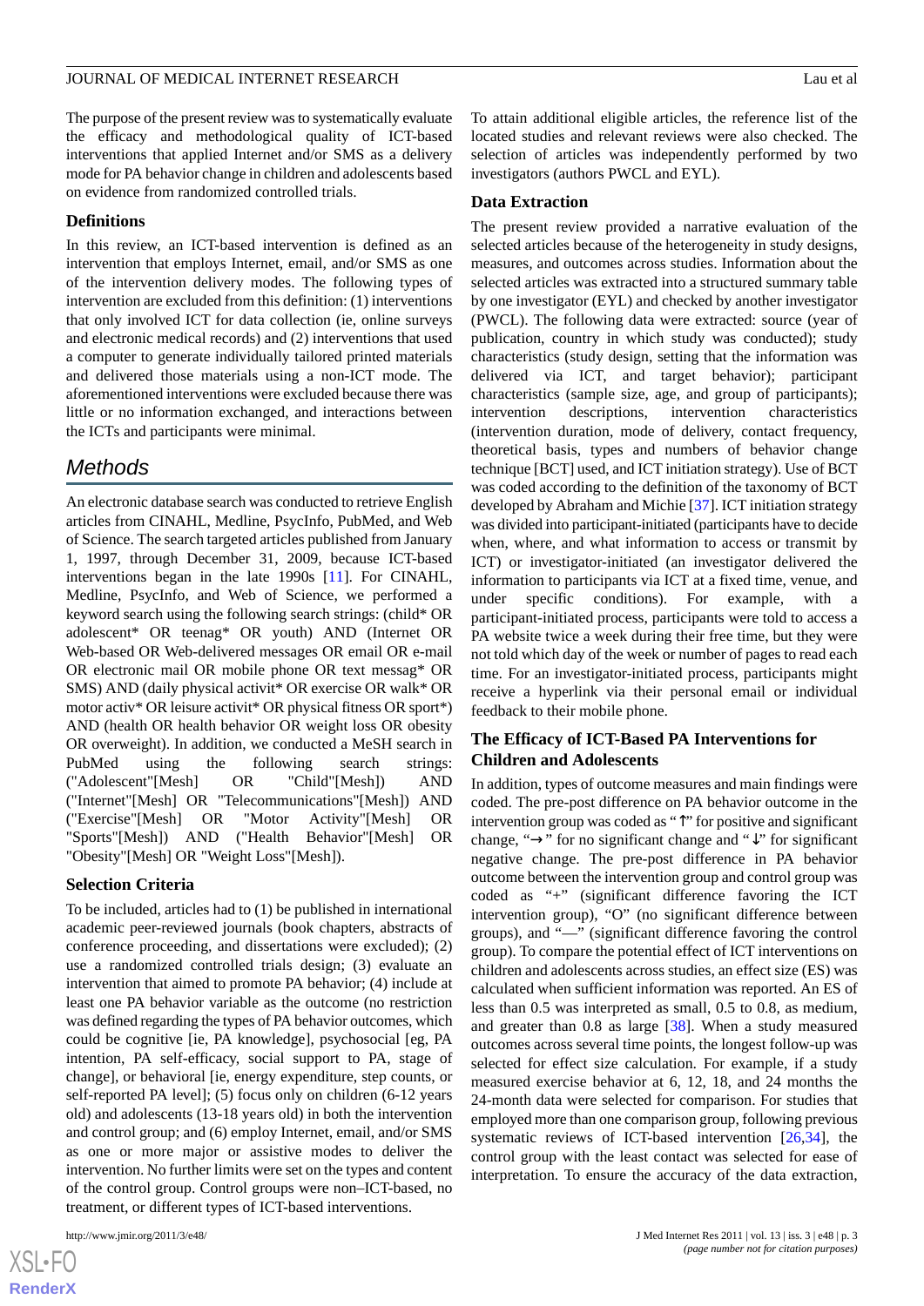The purpose of the present review was to systematically evaluate the efficacy and methodological quality of ICT-based interventions that applied Internet and/or SMS as a delivery mode for PA behavior change in children and adolescents based on evidence from randomized controlled trials.

### Definitions

In this review, an ICT-based intervention is defined as an intervention that employs Internet, email, and/or SMS as one of the intervention delivery modes. The following types of intervention are excluded from this definition: (1) interventions that only involved ICT for data collection (ie, online surveys and electronic medical records) and (2) interventions that used a computer to generate individually tailored printed materials and delivered those materials using a non-ICT mode. The aforementioned interventions were excluded because there was little or no information exchanged, and interactions between the ICTs and participants were minimal.

## Methods

An electronic database search was conducted to retrieve English articles from CINAHL, Medline, PsycInfo, PubMed, and Web of Science. The search targeted articles published from January 1, 1997, through December 31, 2009, because ICT-based interventions began in the late 1990s [11]. For CINAHL, Medline, PsycInfo, and Web of Science, we performed a keyword search using the following search strings: (child* OR adolescent* OR teenag* OR youth) AND (Internet OR Web-based OR Web-delivered messages OR email OR e-mail OR electronic mail OR mobile phone OR text messag* OR SMS) AND (daily physical activit* OR exercise OR walk* OR motor activ* OR leisure activit* OR physical fitness OR sport*) AND (health OR health behavior OR weight loss OR obesity OR overweight). In addition, we conducted a MeSH search in PubMed using the following search strings: ("Adolescent"[Mesh] OR "Child"[Mesh]) AND ("Internet"[Mesh] OR "Telecommunications"[Mesh]) AND ("Exercise"[Mesh] OR "Motor Activity"[Mesh] OR "Sports"[Mesh]) AND ("Health Behavior"[Mesh] OR "Obesity"[Mesh] OR "Weight Loss"[Mesh]).

### Selection Criteria

To be included, articles had to (1) be published in international academic peer-reviewed journals (book chapters, abstracts of conference proceeding, and dissertations were excluded); (2) use a randomized controlled trials design; (3) evaluate an intervention that aimed to promote PA behavior; (4) include at least one PA behavior variable as the outcome (no restriction was defined regarding the types of PA behavior outcomes, which could be cognitive [ie, PA knowledge], psychosocial [eg, PA intention, PA self-efficacy, social support to PA, stage of change], or behavioral [ie, energy expenditure, step counts, or self-reported PA level]; (5) focus only on children (6-12 years old) and adolescents (13-18 years old) in both the intervention and control group; and (6) employ Internet, email, and/or SMS as one or more major or assistive modes to deliver the intervention. No further limits were set on the types and content of the control group. Control groups were non–ICT-based, no treatment, or different types of ICT-based interventions.

To attain additional eligible articles, the reference list of the located studies and relevant reviews were also checked. The selection of articles was independently performed by two investigators (authors PWCL and EYL).

### Data Extraction

The present review provided a narrative evaluation of the selected articles because of the heterogeneity in study designs, measures, and outcomes across studies. Information about the selected articles was extracted into a structured summary table by one investigator (EYL) and checked by another investigator (PWCL). The following data were extracted: source (year of publication, country in which study was conducted); study characteristics (study design, setting that the information was delivered via ICT, and target behavior); participant characteristics (sample size, age, and group of participants); intervention descriptions, intervention characteristics (intervention duration, mode of delivery, contact frequency, theoretical basis, types and numbers of behavior change technique [BCT] used, and ICT initiation strategy). Use of BCT was coded according to the definition of the taxonomy of BCT developed by Abraham and Michie [37]. ICT initiation strategy was divided into participant-initiated (participants have to decide when, where, and what information to access or transmit by ICT) or investigator-initiated (an investigator delivered the information to participants via ICT at a fixed time, venue, and under specific conditions). For example, with a participant-initiated process, participants were told to access a PA website twice a week during their free time, but they were not told which day of the week or number of pages to read each time. For an investigator-initiated process, participants might receive a hyperlink via their personal email or individual feedback to their mobile phone.

### The Efficacy of ICT-Based PA Interventions for Children and Adolescents

In addition, types of outcome measures and main findings were coded. The pre-post difference on PA behavior outcome in the intervention group was coded as "↑" for positive and significant change, "→" for no significant change and "↓" for significant negative change. The pre-post difference in PA behavior outcome between the intervention group and control group was coded as "+" (significant difference favoring the ICT intervention group), "O" (no significant difference between groups), and "—" (significant difference favoring the control group). To compare the potential effect of ICT interventions on children and adolescents across studies, an effect size (ES) was calculated when sufficient information was reported. An ES of less than 0.5 was interpreted as small, 0.5 to 0.8, as medium, and greater than 0.8 as large [38]. When a study measured outcomes across several time points, the longest follow-up was selected for effect size calculation. For example, if a study measured exercise behavior at 6, 12, 18, and 24 months the 24-month data were selected for comparison. For studies that employed more than one comparison group, following previous systematic reviews of ICT-based intervention [26,34], the control group with the least contact was selected for ease of interpretation. To ensure the accuracy of the data extraction,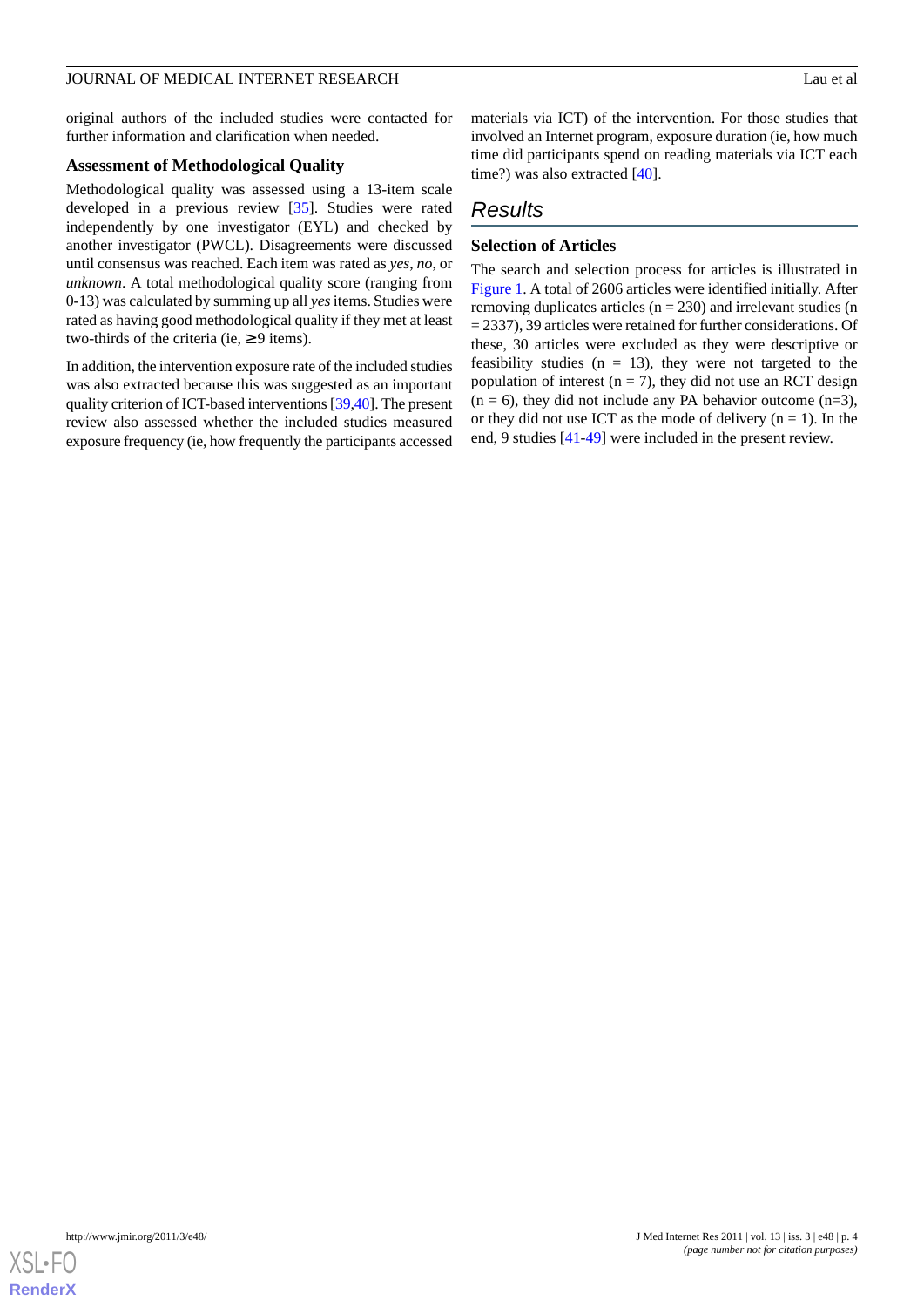original authors of the included studies were contacted for further information and clarification when needed.

### Assessment of Methodological Quality

Methodological quality was assessed using a 13-item scale developed in a previous review [35]. Studies were rated independently by one investigator (EYL) and checked by another investigator (PWCL). Disagreements were discussed until consensus was reached. Each item was rated as *yes*, *no*, or *unknown*. A total methodological quality score (ranging from 0-13) was calculated by summing up all *yes* items. Studies were rated as having good methodological quality if they met at least two-thirds of the criteria (ie, ≥ 9 items).

In addition, the intervention exposure rate of the included studies was also extracted because this was suggested as an important quality criterion of ICT-based interventions [39,40]. The present review also assessed whether the included studies measured exposure frequency (ie, how frequently the participants accessed materials via ICT) of the intervention. For those studies that involved an Internet program, exposure duration (ie, how much time did participants spend on reading materials via ICT each time?) was also extracted [40].

## Results

### Selection of Articles

The search and selection process for articles is illustrated in Figure 1. A total of 2606 articles were identified initially. After removing duplicates articles (n = 230) and irrelevant studies (n = 2337), 39 articles were retained for further considerations. Of these, 30 articles were excluded as they were descriptive or feasibility studies (n = 13), they were not targeted to the population of interest (n = 7), they did not use an RCT design (n = 6), they did not include any PA behavior outcome (n=3), or they did not use ICT as the mode of delivery (n = 1). In the end, 9 studies [41-49] were included in the present review.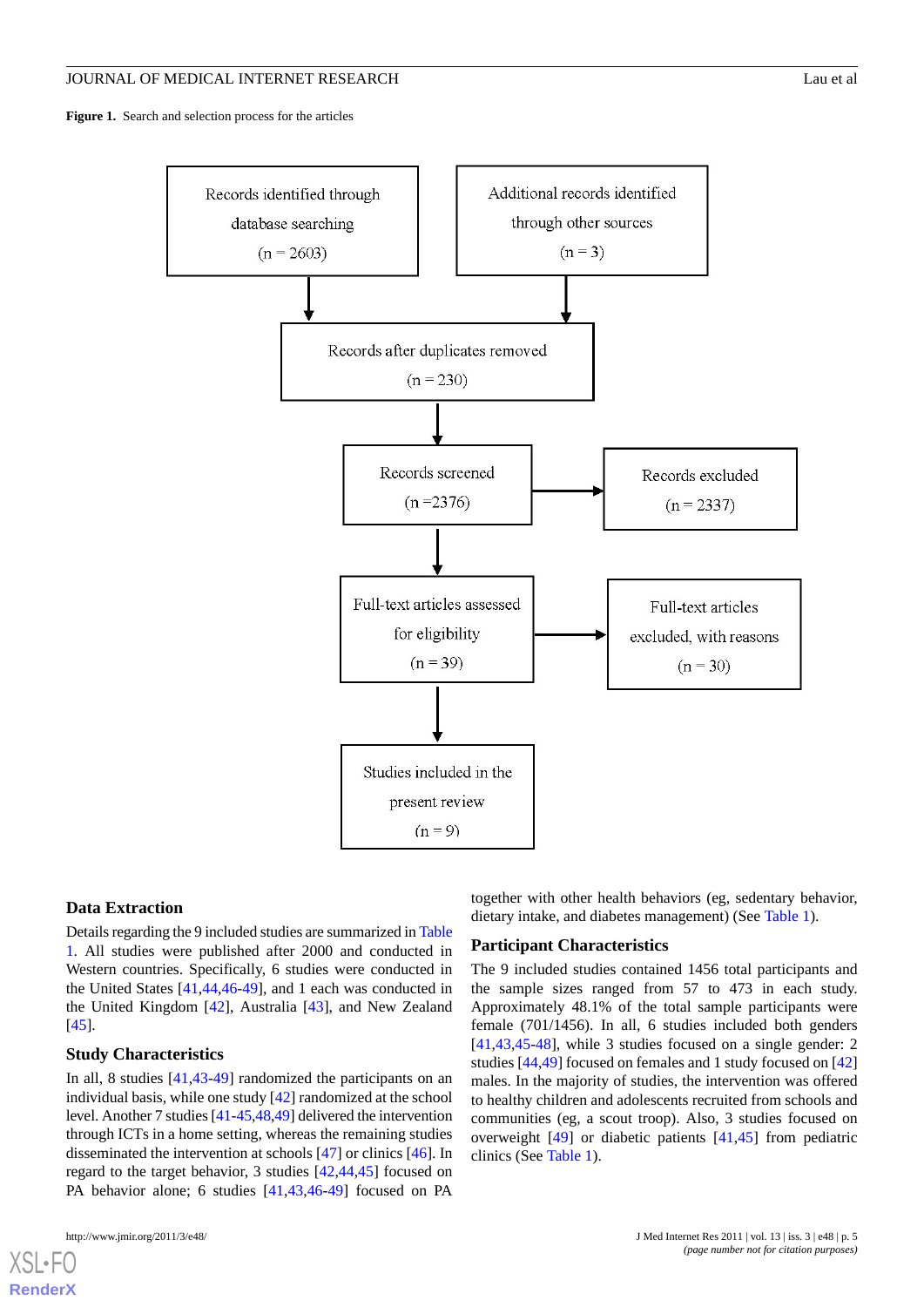**Figure 1.** Search and selection process for the articles

Records identified through database searching (n = 2603)

Additional records identified through other sources (n = 3)

Records after duplicates removed (n = 230)

Records screened (n =2376)

Records excluded (n = 2337)

Full-text articles assessed for eligibility (n = 39)

Full-text articles excluded, with reasons (n = 30)

Studies included in the present review (n = 9)

### Data Extraction

Details regarding the 9 included studies are summarized in Table 1. All studies were published after 2000 and conducted in Western countries. Specifically, 6 studies were conducted in the United States [41,44,46-49], and 1 each was conducted in the United Kingdom [42], Australia [43], and New Zealand [45].

### Study Characteristics

In all, 8 studies [41,43-49] randomized the participants on an individual basis, while one study [42] randomized at the school level. Another 7 studies [41-45,48,49] delivered the intervention through ICTs in a home setting, whereas the remaining studies disseminated the intervention at schools [47] or clinics [46]. In regard to the target behavior, 3 studies [42,44,45] focused on PA behavior alone; 6 studies [41,43,46-49] focused on PA together with other health behaviors (eg, sedentary behavior, dietary intake, and diabetes management) (See Table 1).

### Participant Characteristics

The 9 included studies contained 1456 total participants and the sample sizes ranged from 57 to 473 in each study. Approximately 48.1% of the total sample participants were female (701/1456). In all, 6 studies included both genders [41,43,45-48], while 3 studies focused on a single gender: 2 studies [44,49] focused on females and 1 study focused on [42] males. In the majority of studies, the intervention was offered to healthy children and adolescents recruited from schools and communities (eg, a scout troop). Also, 3 studies focused on overweight [49] or diabetic patients [41,45] from pediatric clinics (See Table 1).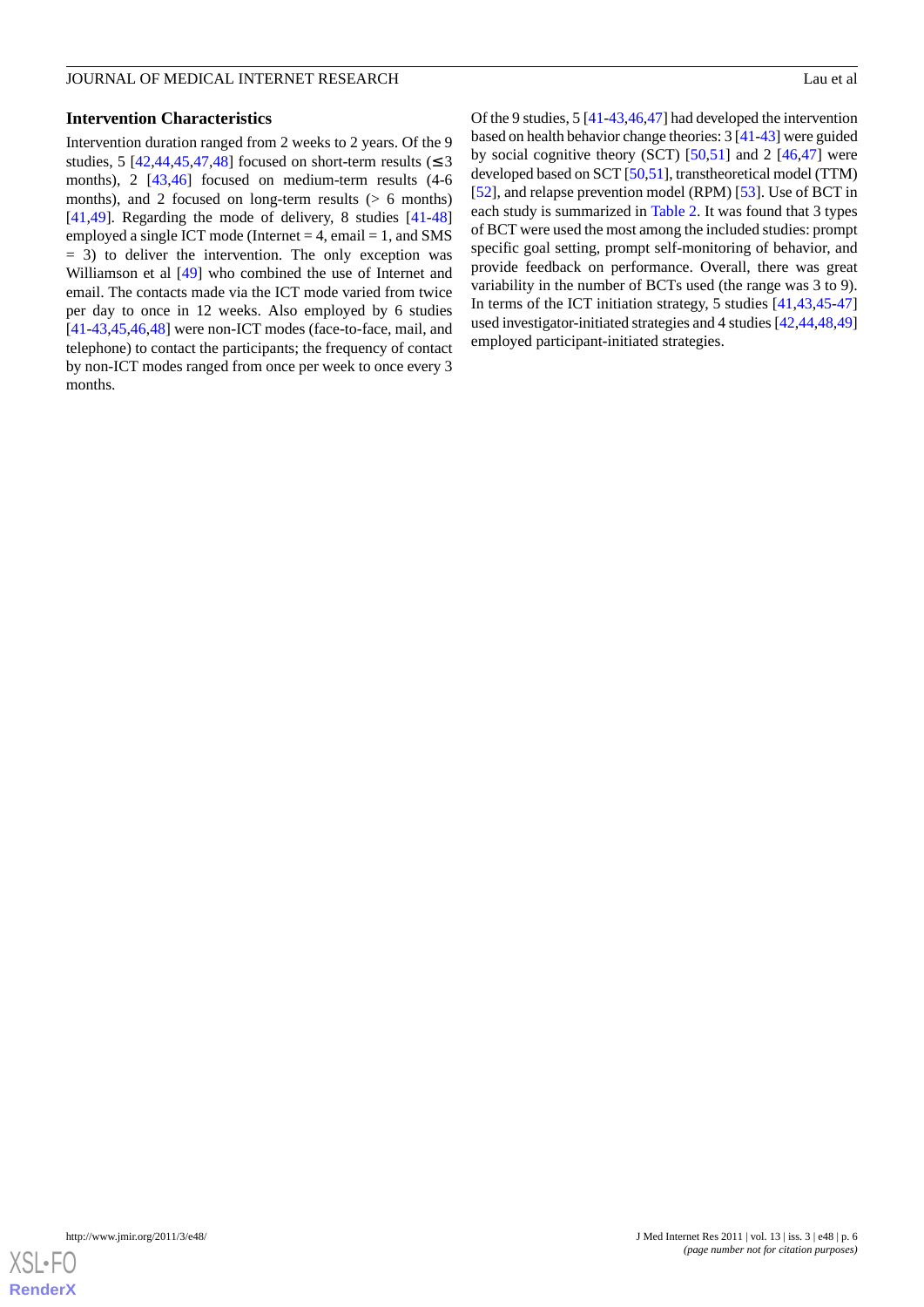### Intervention Characteristics

Intervention duration ranged from 2 weeks to 2 years. Of the 9 studies, 5 [42,44,45,47,48] focused on short-term results (≤ 3 months), 2 [43,46] focused on medium-term results (4-6 months), and 2 focused on long-term results (> 6 months) [41,49]. Regarding the mode of delivery, 8 studies [41-48] employed a single ICT mode (Internet = 4, email = 1, and SMS = 3) to deliver the intervention. The only exception was Williamson et al [49] who combined the use of Internet and email. The contacts made via the ICT mode varied from twice per day to once in 12 weeks. Also employed by 6 studies [41-43,45,46,48] were non-ICT modes (face-to-face, mail, and telephone) to contact the participants; the frequency of contact by non-ICT modes ranged from once per week to once every 3 months.

Of the 9 studies, 5 [41-43,46,47] had developed the intervention based on health behavior change theories: 3 [41-43] were guided by social cognitive theory (SCT) [50,51] and 2 [46,47] were developed based on SCT [50,51], transtheoretical model (TTM) [52], and relapse prevention model (RPM) [53]. Use of BCT in each study is summarized in Table 2. It was found that 3 types of BCT were used the most among the included studies: prompt specific goal setting, prompt self-monitoring of behavior, and provide feedback on performance. Overall, there was great variability in the number of BCTs used (the range was 3 to 9). In terms of the ICT initiation strategy, 5 studies [41,43,45-47] used investigator-initiated strategies and 4 studies [42,44,48,49] employed participant-initiated strategies.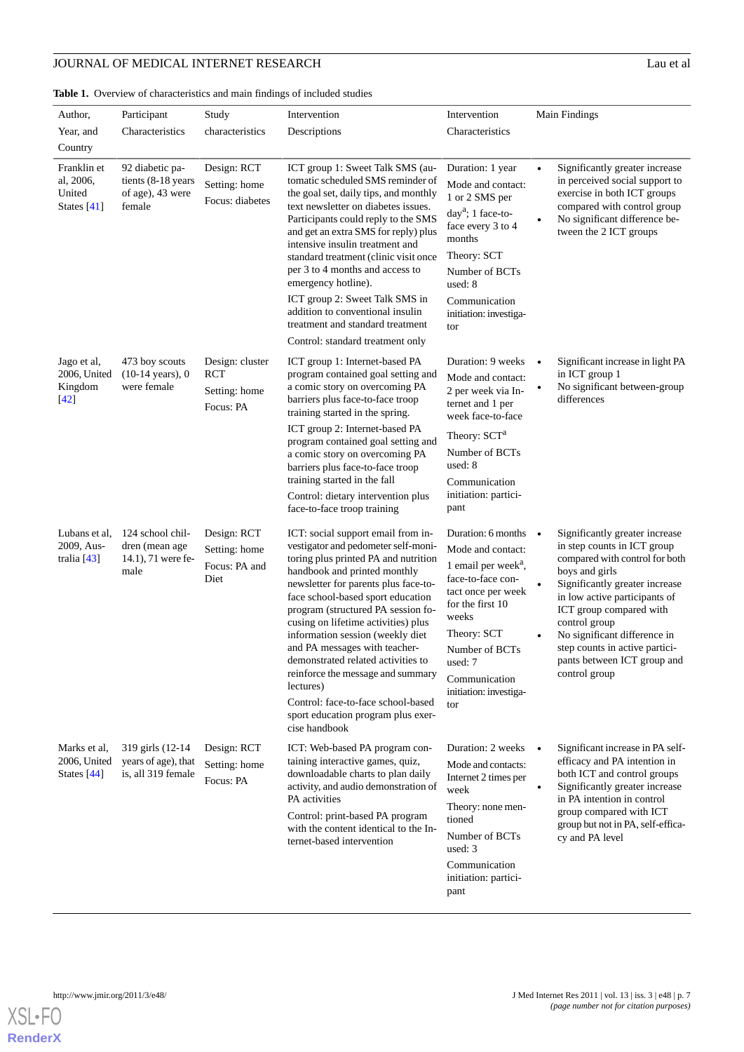**Table 1.** Overview of characteristics and main findings of included studies

| Author, Year, and Country | Participant Characteristics | Study characteristics | Intervention Descriptions | Intervention Characteristics | Main Findings |
|---|---|---|---|---|---|
| Franklin et al, 2006, United States [41] | 92 diabetic patients (8-18 years of age), 43 were female | Design: RCT<br>Setting: home<br>Focus: diabetes | ICT group 1: Sweet Talk SMS (automatic scheduled SMS reminder of the goal set, daily tips, and monthly text newsletter on diabetes issues. Participants could reply to the SMS and get an extra SMS for reply) plus intensive insulin treatment and standard treatment (clinic visit once per 3 to 4 months and access to emergency hotline).<br>ICT group 2: Sweet Talk SMS in addition to conventional insulin treatment and standard treatment<br>Control: standard treatment only | Duration: 1 year<br>Mode and contact: 1 or 2 SMS per day[a]; 1 face-to-face every 3 to 4 months<br>Theory: SCT<br>Number of BCTs used: 8<br>Communication initiation: investigator | • Significantly greater increase in perceived social support to exercise in both ICT groups compared with control group<br>• No significant difference between the 2 ICT groups |
| Jago et al, 2006, United Kingdom [42] | 473 boy scouts (10-14 years), 0 were female | Design: cluster RCT<br>Setting: home<br>Focus: PA | ICT group 1: Internet-based PA program contained goal setting and a comic story on overcoming PA barriers plus face-to-face troop training started in the spring.<br>ICT group 2: Internet-based PA program contained goal setting and a comic story on overcoming PA barriers plus face-to-face troop training started in the fall<br>Control: dietary intervention plus face-to-face troop training | Duration: 9 weeks<br>Mode and contact: 2 per week via Internet and 1 per week face-to-face<br>Theory: SCT[a]<br>Number of BCTs used: 8<br>Communication initiation: participant | • Significant increase in light PA in ICT group 1<br>• No significant between-group differences |
| Lubans et al, 2009, Australia [43] | 124 school children (mean age 14.1), 71 were female | Design: RCT<br>Setting: home<br>Focus: PA and Diet | ICT: social support email from investigator and pedometer self-monitoring plus printed PA and nutrition handbook and printed monthly newsletter for parents plus face-to-face school-based sport education program (structured PA session focusing on lifetime activities) plus information session (weekly diet and PA messages with teacher-demonstrated related activities to reinforce the message and summary lectures)<br>Control: face-to-face school-based sport education program plus exercise handbook | Duration: 6 months<br>Mode and contact: 1 email per week[a], face-to-face contact once per week for the first 10 weeks<br>Theory: SCT<br>Number of BCTs used: 7<br>Communication initiation: investigator | • Significantly greater increase in step counts in ICT group compared with control for both boys and girls<br>• Significantly greater increase in low active participants of ICT group compared with control group<br>• No significant difference in step counts in active participants between ICT group and control group |
| Marks et al, 2006, United States [44] | 319 girls (12-14 years of age), that is, all 319 female | Design: RCT<br>Setting: home<br>Focus: PA | ICT: Web-based PA program containing interactive games, quiz, downloadable charts to plan daily activity, and audio demonstration of PA activities<br>Control: print-based PA program with the content identical to the Internet-based intervention | Duration: 2 weeks<br>Mode and contacts: Internet 2 times per week<br>Theory: none mentioned<br>Number of BCTs used: 3<br>Communication initiation: participant | • Significant increase in PA self-efficacy and PA intention in both ICT and control groups<br>• Significantly greater increase in PA intention in control group compared with ICT group but not in PA, self-efficacy and PA level |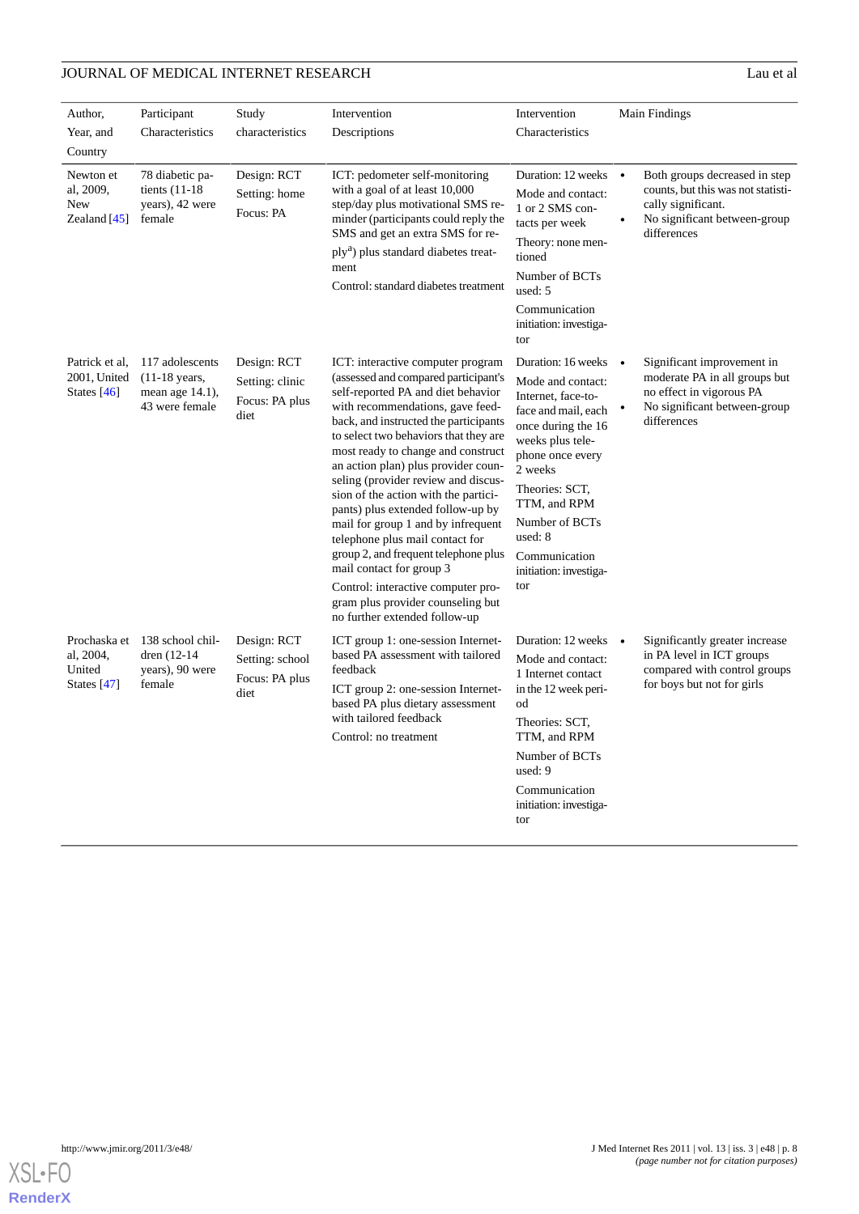| Author, Year, and Country | Participant Characteristics | Study characteristics | Intervention Descriptions | Intervention Characteristics | Main Findings |
|---|---|---|---|---|---|
| Newton et al, 2009, New Zealand [45] | 78 diabetic patients (11-18 years), 42 were female | Design: RCT<br>Setting: home<br>Focus: PA | ICT: pedometer self-monitoring with a goal of at least 10,000 step/day plus motivational SMS reminder (participants could reply the SMS and get an extra SMS for reply[a]) plus standard diabetes treatment<br>Control: standard diabetes treatment | Duration: 12 weeks<br>Mode and contact: 1 or 2 SMS contacts per week<br>Theory: none mentioned<br>Number of BCTs used: 5<br>Communication initiation: investigator | • Both groups decreased in step counts, but this was not statistically significant.<br>• No significant between-group differences |
| Patrick et al, 2001, United States [46] | 117 adolescents (11-18 years, mean age 14.1), 43 were female | Design: RCT<br>Setting: clinic<br>Focus: PA plus diet | ICT: interactive computer program (assessed and compared participant's self-reported PA and diet behavior with recommendations, gave feedback, and instructed the participants to select two behaviors that they are most ready to change and construct an action plan) plus provider counseling (provider review and discussion of the action with the participants) plus extended follow-up by mail for group 1 and by infrequent telephone plus mail contact for group 2, and frequent telephone plus mail contact for group 3<br>Control: interactive computer program plus provider counseling but no further extended follow-up | Duration: 16 weeks<br>Mode and contact: Internet, face-to-face and mail, each once during the 16 weeks plus telephone once every 2 weeks<br>Theories: SCT, TTM, and RPM<br>Number of BCTs used: 8<br>Communication initiation: investigator | • Significant improvement in moderate PA in all groups but no effect in vigorous PA<br>• No significant between-group differences |
| Prochaska et al, 2004, United States [47] | 138 school children (12-14 years), 90 were female | Design: RCT<br>Setting: school<br>Focus: PA plus diet | ICT group 1: one-session Internet-based PA assessment with tailored feedback<br>ICT group 2: one-session Internet-based PA plus dietary assessment with tailored feedback<br>Control: no treatment | Duration: 12 weeks<br>Mode and contact: 1 Internet contact in the 12 week period<br>Theories: SCT, TTM, and RPM<br>Number of BCTs used: 9<br>Communication initiation: investigator | • Significantly greater increase in PA level in ICT groups compared with control groups for boys but not for girls |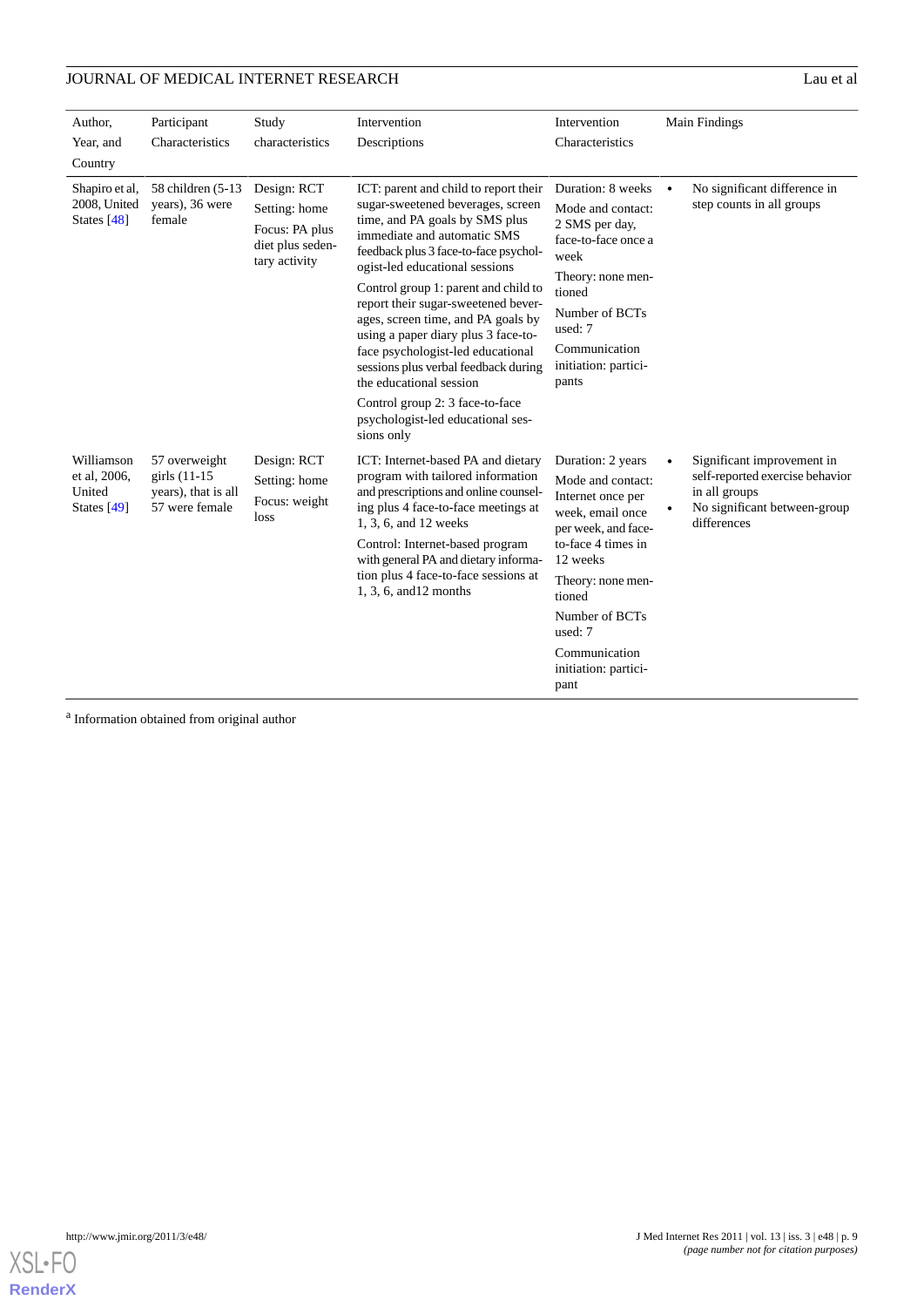| Author, Year, and Country | Participant Characteristics | Study characteristics | Intervention Descriptions | Intervention Characteristics | Main Findings |
|---|---|---|---|---|---|
| Shapiro et al, 2008, United States [48] | 58 children (5-13 years), 36 were female | Design: RCT<br>Setting: home<br>Focus: PA plus diet plus sedentary activity | ICT: parent and child to report their sugar-sweetened beverages, screen time, and PA goals by SMS plus immediate and automatic SMS feedback plus 3 face-to-face psychologist-led educational sessions<br>Control group 1: parent and child to report their sugar-sweetened beverages, screen time, and PA goals by using a paper diary plus 3 face-to-face psychologist-led educational sessions plus verbal feedback during the educational session<br>Control group 2: 3 face-to-face psychologist-led educational sessions only | Duration: 8 weeks<br>Mode and contact: 2 SMS per day, face-to-face once a week<br>Theory: none mentioned<br>Number of BCTs used: 7<br>Communication initiation: participants | • No significant difference in step counts in all groups |
| Williamson et al, 2006, United States [49] | 57 overweight girls (11-15 years), that is all 57 were female | Design: RCT<br>Setting: home<br>Focus: weight loss | ICT: Internet-based PA and dietary program with tailored information and prescriptions and online counseling plus 4 face-to-face meetings at 1, 3, 6, and 12 weeks<br>Control: Internet-based program with general PA and dietary information plus 4 face-to-face sessions at 1, 3, 6, and12 months | Duration: 2 years<br>Mode and contact: Internet once per week, email once per week, and face-to-face 4 times in 12 weeks<br>Theory: none mentioned<br>Number of BCTs used: 7<br>Communication initiation: participant | • Significant improvement in self-reported exercise behavior in all groups<br>• No significant between-group differences |

[a] Information obtained from original author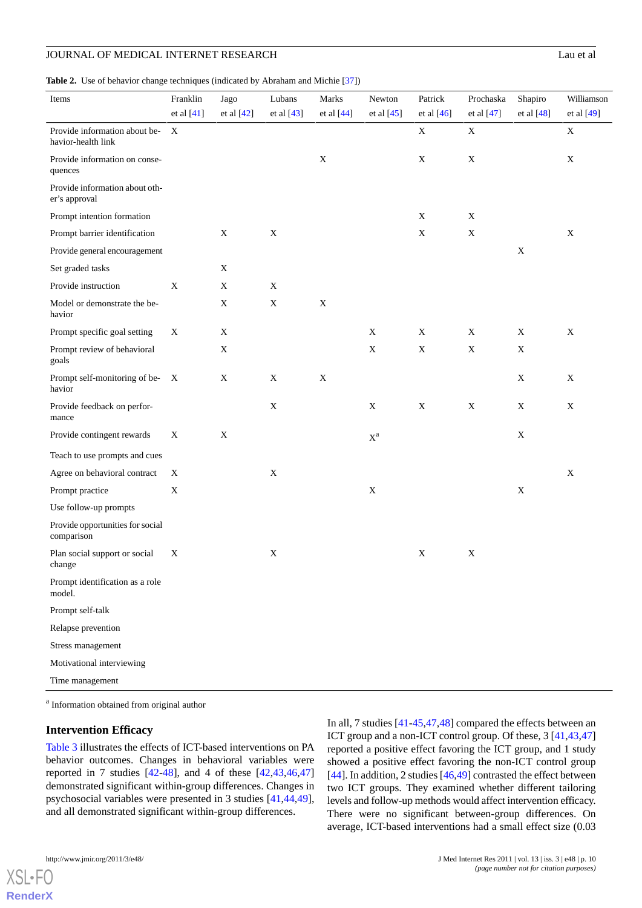**Table 2.** Use of behavior change techniques (indicated by Abraham and Michie [37])

| Items | Franklin et al [41] | Jago et al [42] | Lubans et al [43] | Marks et al [44] | Newton et al [45] | Patrick et al [46] | Prochaska et al [47] | Shapiro et al [48] | Williamson et al [49] |
|---|---|---|---|---|---|---|---|---|---|
| Provide information about behavior-health link | X | | | | | X | X | | X |
| Provide information on consequences | | | | X | | X | X | | X |
| Provide information about other's approval | | | | | | | | | |
| Prompt intention formation | | | | | | X | X | | |
| Prompt barrier identification | | X | X | | | X | X | | X |
| Provide general encouragement | | | | | | | | X | |
| Set graded tasks | | X | | | | | | | |
| Provide instruction | X | X | X | | | | | | |
| Model or demonstrate the behavior | | X | X | X | | | | | |
| Prompt specific goal setting | X | X | | | X | X | X | X | X |
| Prompt review of behavioral goals | | X | | | X | X | X | X | |
| Prompt self-monitoring of behavior | X | X | X | X | | | | X | X |
| Provide feedback on performance | | | X | | X | X | X | X | X |
| Provide contingent rewards | X | X | | | X[a] | | | X | |
| Teach to use prompts and cues | | | | | | | | | |
| Agree on behavioral contract | X | | X | | | | | | X |
| Prompt practice | X | | | | X | | | X | |
| Use follow-up prompts | | | | | | | | | |
| Provide opportunities for social comparison | | | | | | | | | |
| Plan social support or social change | X | | X | | | X | X | | |
| Prompt identification as a role model. | | | | | | | | | |
| Prompt self-talk | | | | | | | | | |
| Relapse prevention | | | | | | | | | |
| Stress management | | | | | | | | | |
| Motivational interviewing | | | | | | | | | |
| Time management | | | | | | | | | |

[a] Information obtained from original author

### Intervention Efficacy

Table 3 illustrates the effects of ICT-based interventions on PA behavior outcomes. Changes in behavioral variables were reported in 7 studies [42-48], and 4 of these [42,43,46,47] demonstrated significant within-group differences. Changes in psychosocial variables were presented in 3 studies [41,44,49], and all demonstrated significant within-group differences.

In all, 7 studies [41-45,47,48] compared the effects between an ICT group and a non-ICT control group. Of these, 3 [41,43,47] reported a positive effect favoring the ICT group, and 1 study showed a positive effect favoring the non-ICT control group [44]. In addition, 2 studies [46,49] contrasted the effect between two ICT groups. They examined whether different tailoring levels and follow-up methods would affect intervention efficacy. There were no significant between-group differences. On average, ICT-based interventions had a small effect size (0.03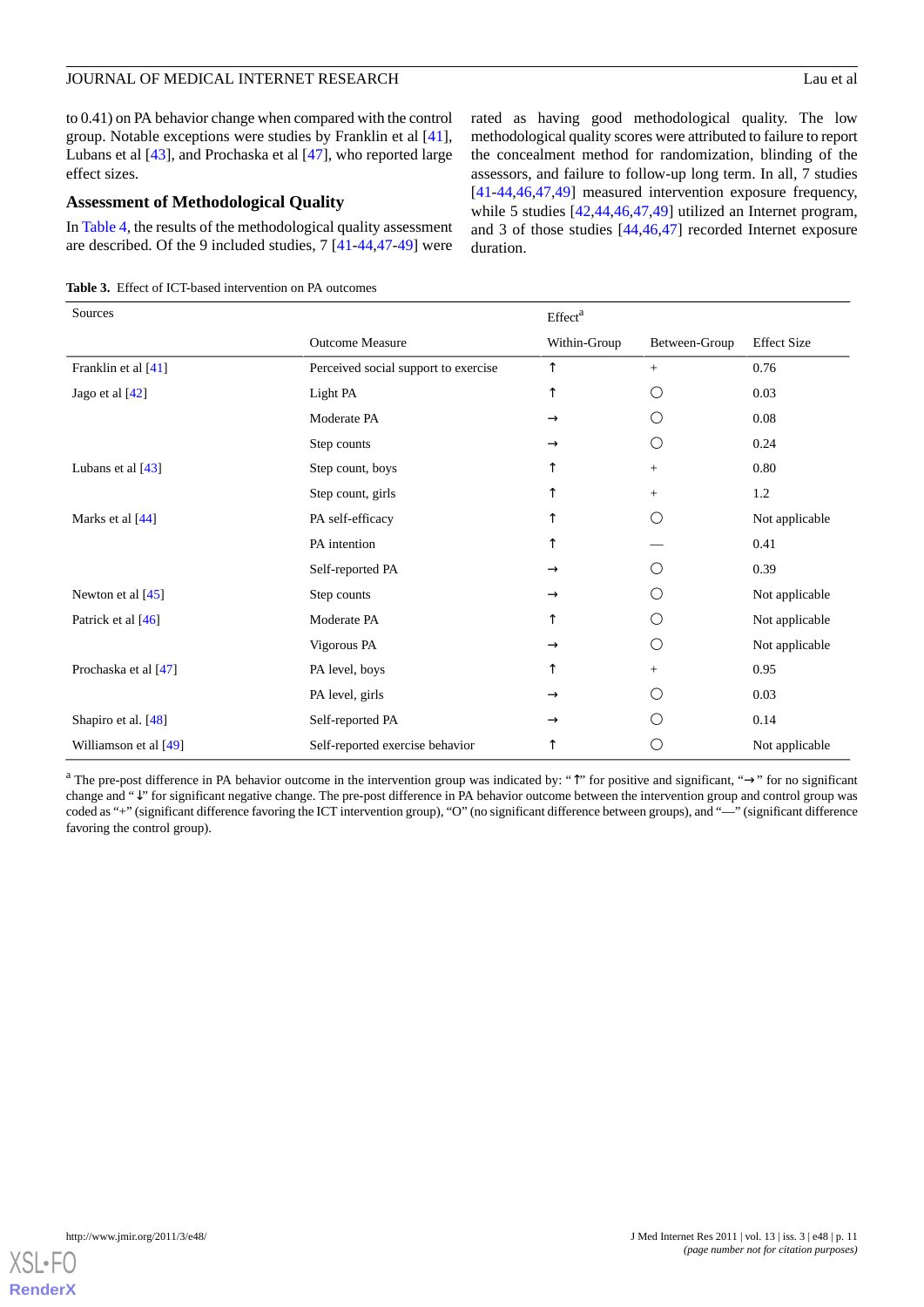to 0.41) on PA behavior change when compared with the control group. Notable exceptions were studies by Franklin et al [41], Lubans et al [43], and Prochaska et al [47], who reported large effect sizes.

## Assessment of Methodological Quality

In Table 4, the results of the methodological quality assessment are described. Of the 9 included studies, 7 [41-44,47-49] were rated as having good methodological quality. The low methodological quality scores were attributed to failure to report the concealment method for randomization, blinding of the assessors, and failure to follow-up long term. In all, 7 studies [41-44,46,47,49] measured intervention exposure frequency, while 5 studies [42,44,46,47,49] utilized an Internet program, and 3 of those studies [44,46,47] recorded Internet exposure duration.

**Table 3.** Effect of ICT-based intervention on PA outcomes

| Sources | | Effect[a] | | |
|---|---|---|---|---|
| | Outcome Measure | Within-Group | Between-Group | Effect Size |
| Franklin et al [41] | Perceived social support to exercise | ↑ | + | 0.76 |
| Jago et al [42] | Light PA | ↑ | O | 0.03 |
| | Moderate PA | → | O | 0.08 |
| | Step counts | → | O | 0.24 |
| Lubans et al [43] | Step count, boys | ↑ | + | 0.80 |
| | Step count, girls | ↑ | + | 1.2 |
| Marks et al [44] | PA self-efficacy | ↑ | O | Not applicable |
| | PA intention | ↑ | — | 0.41 |
| | Self-reported PA | → | O | 0.39 |
| Newton et al [45] | Step counts | → | O | Not applicable |
| Patrick et al [46] | Moderate PA | ↑ | O | Not applicable |
| | Vigorous PA | → | O | Not applicable |
| Prochaska et al [47] | PA level, boys | ↑ | + | 0.95 |
| | PA level, girls | → | O | 0.03 |
| Shapiro et al. [48] | Self-reported PA | → | O | 0.14 |
| Williamson et al [49] | Self-reported exercise behavior | ↑ | O | Not applicable |

[a] The pre-post difference in PA behavior outcome in the intervention group was indicated by: "↑" for positive and significant, "→" for no significant change and "↓" for significant negative change. The pre-post difference in PA behavior outcome between the intervention group and control group was coded as "+" (significant difference favoring the ICT intervention group), "O" (no significant difference between groups), and "—" (significant difference favoring the control group).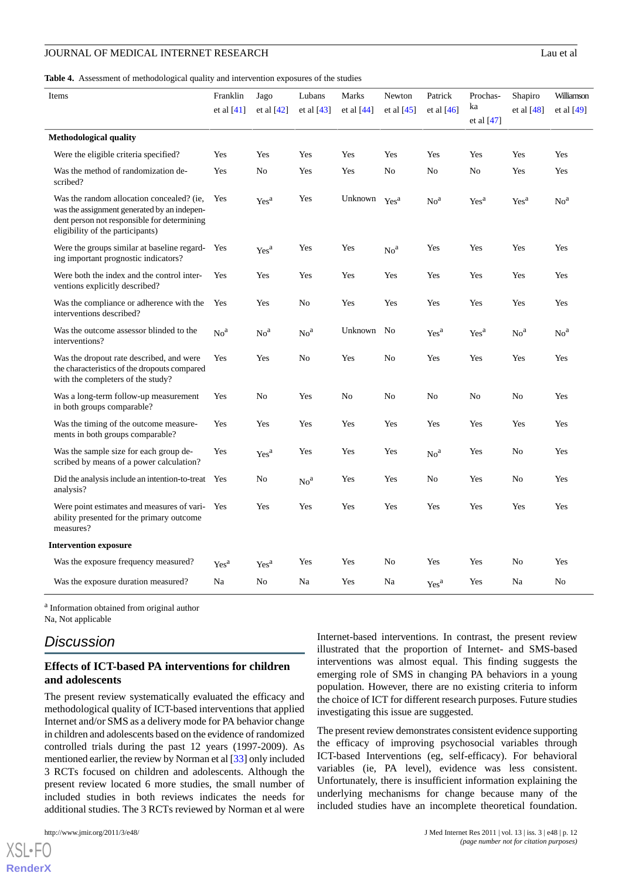**Table 4.** Assessment of methodological quality and intervention exposures of the studies

| Items | Franklin et al [41] | Jago et al [42] | Lubans et al [43] | Marks et al [44] | Newton et al [45] | Patrick et al [46] | Prochaska et al [47] | Shapiro et al [48] | Williamson et al [49] |
|---|---|---|---|---|---|---|---|---|---|
| **Methodological quality** | | | | | | | | | |
| Were the eligible criteria specified? | Yes | Yes | Yes | Yes | Yes | Yes | Yes | Yes | Yes |
| Was the method of randomization described? | Yes | No | Yes | Yes | No | No | No | Yes | Yes |
| Was the random allocation concealed? (ie, was the assignment generated by an independent person not responsible for determining eligibility of the participants) | Yes | Yes[a] | Yes | Unknown | Yes[a] | No[a] | Yes[a] | Yes[a] | No[a] |
| Were the groups similar at baseline regarding important prognostic indicators? | Yes | Yes[a] | Yes | Yes | No[a] | Yes | Yes | Yes | Yes |
| Were both the index and the control interventions explicitly described? | Yes | Yes | Yes | Yes | Yes | Yes | Yes | Yes | Yes |
| Was the compliance or adherence with the interventions described? | Yes | Yes | No | Yes | Yes | Yes | Yes | Yes | Yes |
| Was the outcome assessor blinded to the interventions? | No[a] | No[a] | No[a] | Unknown | No | Yes[a] | Yes[a] | No[a] | No[a] |
| Was the dropout rate described, and were the characteristics of the dropouts compared with the completers of the study? | Yes | Yes | No | Yes | No | Yes | Yes | Yes | Yes |
| Was a long-term follow-up measurement in both groups comparable? | Yes | No | Yes | No | No | No | No | No | Yes |
| Was the timing of the outcome measurements in both groups comparable? | Yes | Yes | Yes | Yes | Yes | Yes | Yes | Yes | Yes |
| Was the sample size for each group described by means of a power calculation? | Yes | Yes[a] | Yes | Yes | Yes | No[a] | Yes | No | Yes |
| Did the analysis include an intention-to-treat analysis? | Yes | No | No[a] | Yes | Yes | No | Yes | No | Yes |
| Were point estimates and measures of variability presented for the primary outcome measures? | Yes | Yes | Yes | Yes | Yes | Yes | Yes | Yes | Yes |
| **Intervention exposure** | | | | | | | | | |
| Was the exposure frequency measured? | Yes[a] | Yes[a] | Yes | Yes | No | Yes | Yes | No | Yes |
| Was the exposure duration measured? | Na | No | Na | Yes | Na | Yes[a] | Yes | Na | No |

[a] Information obtained from original author

Na, Not applicable

## Discussion

### Effects of ICT-based PA interventions for children and adolescents

The present review systematically evaluated the efficacy and methodological quality of ICT-based interventions that applied Internet and/or SMS as a delivery mode for PA behavior change in children and adolescents based on the evidence of randomized controlled trials during the past 12 years (1997-2009). As mentioned earlier, the review by Norman et al [33] only included 3 RCTs focused on children and adolescents. Although the present review located 6 more studies, the small number of included studies in both reviews indicates the needs for additional studies. The 3 RCTs reviewed by Norman et al were Internet-based interventions. In contrast, the present review illustrated that the proportion of Internet- and SMS-based interventions was almost equal. This finding suggests the emerging role of SMS in changing PA behaviors in a young population. However, there are no existing criteria to inform the choice of ICT for different research purposes. Future studies investigating this issue are suggested.

The present review demonstrates consistent evidence supporting the efficacy of improving psychosocial variables through ICT-based Interventions (eg, self-efficacy). For behavioral variables (ie, PA level), evidence was less consistent. Unfortunately, there is insufficient information explaining the underlying mechanisms for change because many of the included studies have an incomplete theoretical foundation.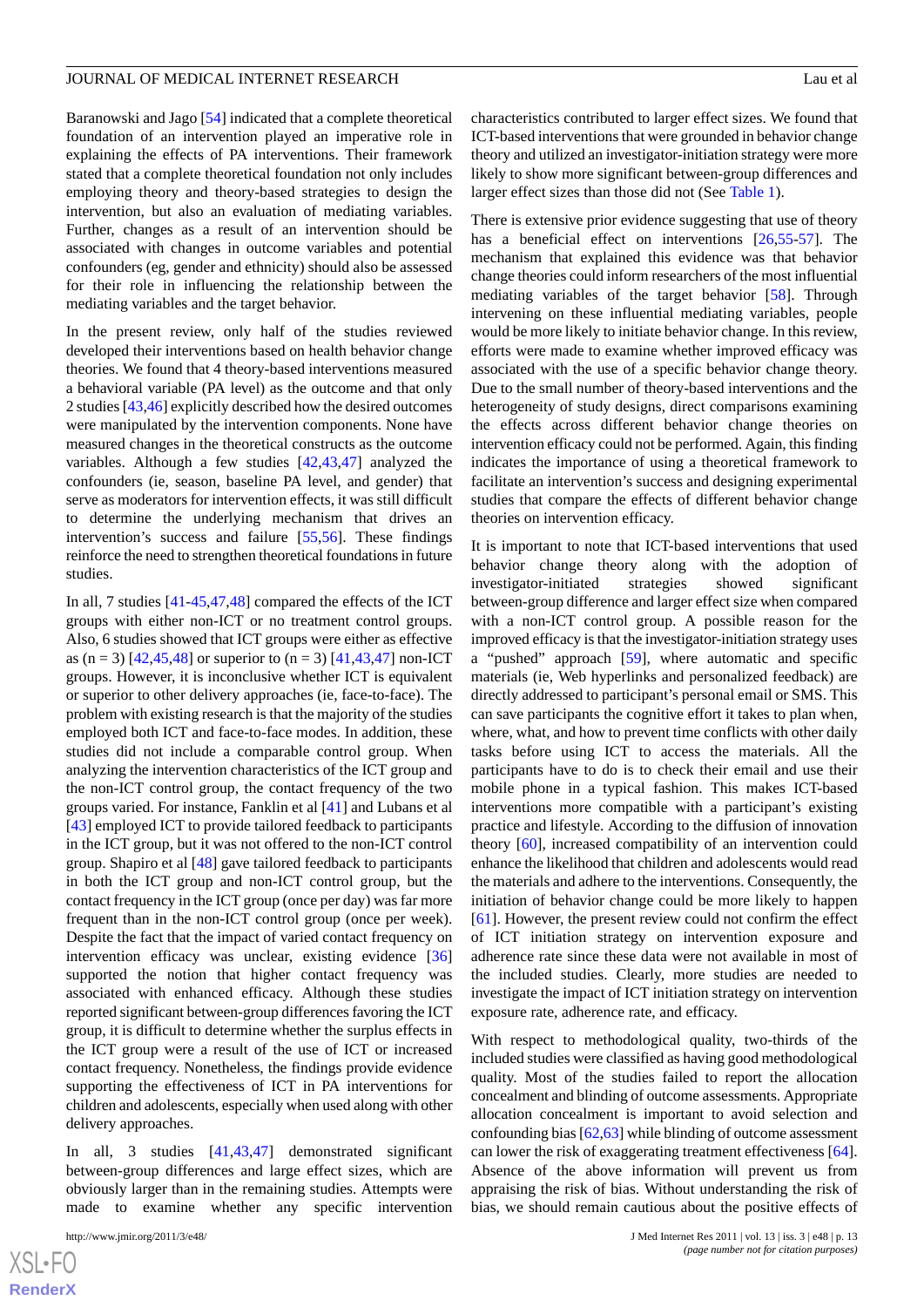Baranowski and Jago [54] indicated that a complete theoretical foundation of an intervention played an imperative role in explaining the effects of PA interventions. Their framework stated that a complete theoretical foundation not only includes employing theory and theory-based strategies to design the intervention, but also an evaluation of mediating variables. Further, changes as a result of an intervention should be associated with changes in outcome variables and potential confounders (eg, gender and ethnicity) should also be assessed for their role in influencing the relationship between the mediating variables and the target behavior.

In the present review, only half of the studies reviewed developed their interventions based on health behavior change theories. We found that 4 theory-based interventions measured a behavioral variable (PA level) as the outcome and that only 2 studies [43,46] explicitly described how the desired outcomes were manipulated by the intervention components. None have measured changes in the theoretical constructs as the outcome variables. Although a few studies [42,43,47] analyzed the confounders (ie, season, baseline PA level, and gender) that serve as moderators for intervention effects, it was still difficult to determine the underlying mechanism that drives an intervention's success and failure [55,56]. These findings reinforce the need to strengthen theoretical foundations in future studies.

In all, 7 studies [41-45,47,48] compared the effects of the ICT groups with either non-ICT or no treatment control groups. Also, 6 studies showed that ICT groups were either as effective as (n = 3) [42,45,48] or superior to (n = 3) [41,43,47] non-ICT groups. However, it is inconclusive whether ICT is equivalent or superior to other delivery approaches (ie, face-to-face). The problem with existing research is that the majority of the studies employed both ICT and face-to-face modes. In addition, these studies did not include a comparable control group. When analyzing the intervention characteristics of the ICT group and the non-ICT control group, the contact frequency of the two groups varied. For instance, Fanklin et al [41] and Lubans et al [43] employed ICT to provide tailored feedback to participants in the ICT group, but it was not offered to the non-ICT control group. Shapiro et al [48] gave tailored feedback to participants in both the ICT group and non-ICT control group, but the contact frequency in the ICT group (once per day) was far more frequent than in the non-ICT control group (once per week). Despite the fact that the impact of varied contact frequency on intervention efficacy was unclear, existing evidence [36] supported the notion that higher contact frequency was associated with enhanced efficacy. Although these studies reported significant between-group differences favoring the ICT group, it is difficult to determine whether the surplus effects in the ICT group were a result of the use of ICT or increased contact frequency. Nonetheless, the findings provide evidence supporting the effectiveness of ICT in PA interventions for children and adolescents, especially when used along with other delivery approaches.

In all, 3 studies [41,43,47] demonstrated significant between-group differences and large effect sizes, which are obviously larger than in the remaining studies. Attempts were made to examine whether any specific intervention characteristics contributed to larger effect sizes. We found that ICT-based interventions that were grounded in behavior change theory and utilized an investigator-initiation strategy were more likely to show more significant between-group differences and larger effect sizes than those did not (See Table 1).

There is extensive prior evidence suggesting that use of theory has a beneficial effect on interventions [26,55-57]. The mechanism that explained this evidence was that behavior change theories could inform researchers of the most influential mediating variables of the target behavior [58]. Through intervening on these influential mediating variables, people would be more likely to initiate behavior change. In this review, efforts were made to examine whether improved efficacy was associated with the use of a specific behavior change theory. Due to the small number of theory-based interventions and the heterogeneity of study designs, direct comparisons examining the effects across different behavior change theories on intervention efficacy could not be performed. Again, this finding indicates the importance of using a theoretical framework to facilitate an intervention's success and designing experimental studies that compare the effects of different behavior change theories on intervention efficacy.

It is important to note that ICT-based interventions that used behavior change theory along with the adoption of investigator-initiated strategies showed significant between-group difference and larger effect size when compared with a non-ICT control group. A possible reason for the improved efficacy is that the investigator-initiation strategy uses a "pushed" approach [59], where automatic and specific materials (ie, Web hyperlinks and personalized feedback) are directly addressed to participant's personal email or SMS. This can save participants the cognitive effort it takes to plan when, where, what, and how to prevent time conflicts with other daily tasks before using ICT to access the materials. All the participants have to do is to check their email and use their mobile phone in a typical fashion. This makes ICT-based interventions more compatible with a participant's existing practice and lifestyle. According to the diffusion of innovation theory [60], increased compatibility of an intervention could enhance the likelihood that children and adolescents would read the materials and adhere to the interventions. Consequently, the initiation of behavior change could be more likely to happen [61]. However, the present review could not confirm the effect of ICT initiation strategy on intervention exposure and adherence rate since these data were not available in most of the included studies. Clearly, more studies are needed to investigate the impact of ICT initiation strategy on intervention exposure rate, adherence rate, and efficacy.

With respect to methodological quality, two-thirds of the included studies were classified as having good methodological quality. Most of the studies failed to report the allocation concealment and blinding of outcome assessments. Appropriate allocation concealment is important to avoid selection and confounding bias [62,63] while blinding of outcome assessment can lower the risk of exaggerating treatment effectiveness [64]. Absence of the above information will prevent us from appraising the risk of bias. Without understanding the risk of bias, we should remain cautious about the positive effects of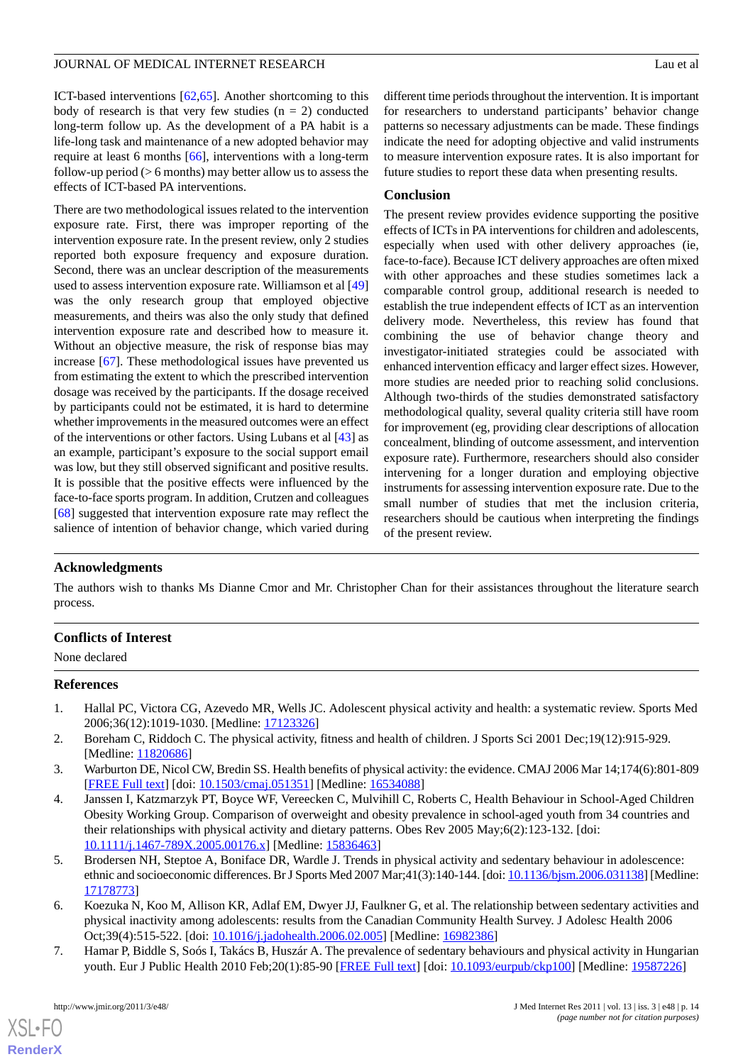ICT-based interventions [62,65]. Another shortcoming to this body of research is that very few studies (n = 2) conducted long-term follow up. As the development of a PA habit is a life-long task and maintenance of a new adopted behavior may require at least 6 months [66], interventions with a long-term follow-up period (> 6 months) may better allow us to assess the effects of ICT-based PA interventions.

There are two methodological issues related to the intervention exposure rate. First, there was improper reporting of the intervention exposure rate. In the present review, only 2 studies reported both exposure frequency and exposure duration. Second, there was an unclear description of the measurements used to assess intervention exposure rate. Williamson et al [49] was the only research group that employed objective measurements, and theirs was also the only study that defined intervention exposure rate and described how to measure it. Without an objective measure, the risk of response bias may increase [67]. These methodological issues have prevented us from estimating the extent to which the prescribed intervention dosage was received by the participants. If the dosage received by participants could not be estimated, it is hard to determine whether improvements in the measured outcomes were an effect of the interventions or other factors. Using Lubans et al [43] as an example, participant's exposure to the social support email was low, but they still observed significant and positive results. It is possible that the positive effects were influenced by the face-to-face sports program. In addition, Crutzen and colleagues [68] suggested that intervention exposure rate may reflect the salience of intention of behavior change, which varied during different time periods throughout the intervention. It is important for researchers to understand participants' behavior change patterns so necessary adjustments can be made. These findings indicate the need for adopting objective and valid instruments to measure intervention exposure rates. It is also important for future studies to report these data when presenting results.

## Conclusion

The present review provides evidence supporting the positive effects of ICTs in PA interventions for children and adolescents, especially when used with other delivery approaches (ie, face-to-face). Because ICT delivery approaches are often mixed with other approaches and these studies sometimes lack a comparable control group, additional research is needed to establish the true independent effects of ICT as an intervention delivery mode. Nevertheless, this review has found that combining the use of behavior change theory and investigator-initiated strategies could be associated with enhanced intervention efficacy and larger effect sizes. However, more studies are needed prior to reaching solid conclusions. Although two-thirds of the studies demonstrated satisfactory methodological quality, several quality criteria still have room for improvement (eg, providing clear descriptions of allocation concealment, blinding of outcome assessment, and intervention exposure rate). Furthermore, researchers should also consider intervening for a longer duration and employing objective instruments for assessing intervention exposure rate. Due to the small number of studies that met the inclusion criteria, researchers should be cautious when interpreting the findings of the present review.

## Acknowledgments

The authors wish to thanks Ms Dianne Cmor and Mr. Christopher Chan for their assistances throughout the literature search process.

## Conflicts of Interest

None declared

## References

1. Hallal PC, Victora CG, Azevedo MR, Wells JC. Adolescent physical activity and health: a systematic review. Sports Med 2006;36(12):1019-1030. [Medline: 17123326]
2. Boreham C, Riddoch C. The physical activity, fitness and health of children. J Sports Sci 2001 Dec;19(12):915-929. [Medline: 11820686]
3. Warburton DE, Nicol CW, Bredin SS. Health benefits of physical activity: the evidence. CMAJ 2006 Mar 14;174(6):801-809 [FREE Full text] [doi: 10.1503/cmaj.051351] [Medline: 16534088]
4. Janssen I, Katzmarzyk PT, Boyce WF, Vereecken C, Mulvihill C, Roberts C, Health Behaviour in School-Aged Children Obesity Working Group. Comparison of overweight and obesity prevalence in school-aged youth from 34 countries and their relationships with physical activity and dietary patterns. Obes Rev 2005 May;6(2):123-132. [doi: 10.1111/j.1467-789X.2005.00176.x] [Medline: 15836463]
5. Brodersen NH, Steptoe A, Boniface DR, Wardle J. Trends in physical activity and sedentary behaviour in adolescence: ethnic and socioeconomic differences. Br J Sports Med 2007 Mar;41(3):140-144. [doi: 10.1136/bjsm.2006.031138] [Medline: 17178773]
6. Koezuka N, Koo M, Allison KR, Adlaf EM, Dwyer JJ, Faulkner G, et al. The relationship between sedentary activities and physical inactivity among adolescents: results from the Canadian Community Health Survey. J Adolesc Health 2006 Oct;39(4):515-522. [doi: 10.1016/j.jadohealth.2006.02.005] [Medline: 16982386]
7. Hamar P, Biddle S, Soós I, Takács B, Huszár A. The prevalence of sedentary behaviours and physical activity in Hungarian youth. Eur J Public Health 2010 Feb;20(1):85-90 [FREE Full text] [doi: 10.1093/eurpub/ckp100] [Medline: 19587226]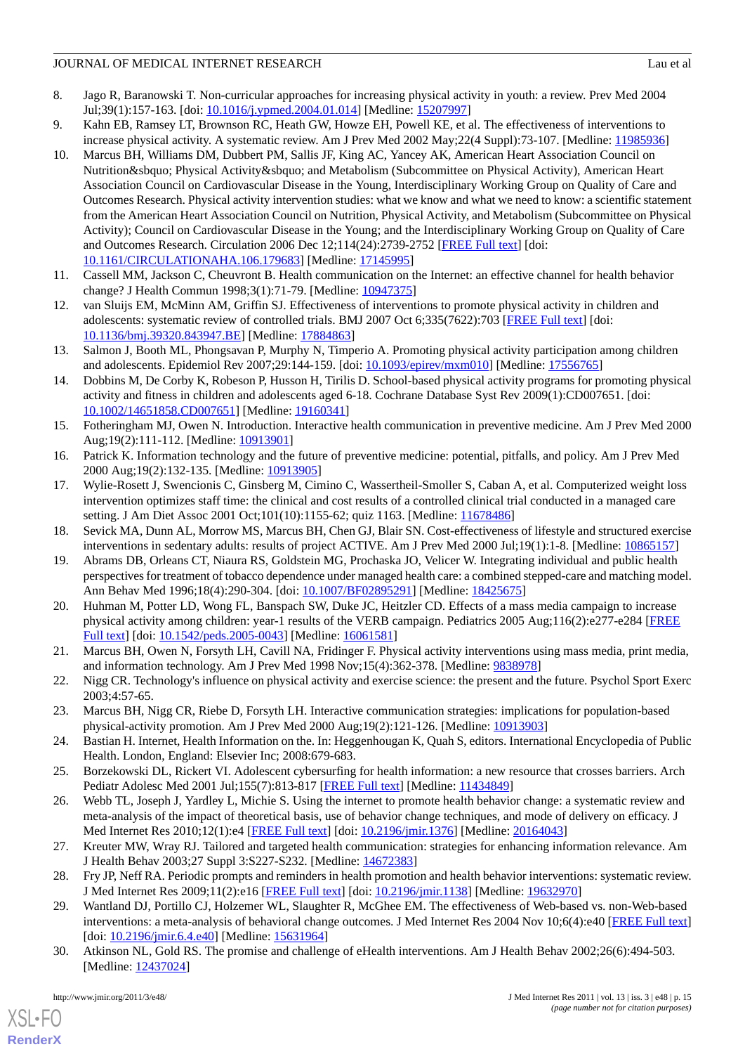8. Jago R, Baranowski T. Non-curricular approaches for increasing physical activity in youth: a review. Prev Med 2004 Jul;39(1):157-163. [doi: 10.1016/j.ypmed.2004.01.014] [Medline: 15207997]
9. Kahn EB, Ramsey LT, Brownson RC, Heath GW, Howze EH, Powell KE, et al. The effectiveness of interventions to increase physical activity. A systematic review. Am J Prev Med 2002 May;22(4 Suppl):73-107. [Medline: 11985936]
10. Marcus BH, Williams DM, Dubbert PM, Sallis JF, King AC, Yancey AK, American Heart Association Council on Nutrition&sbquo; Physical Activity&sbquo; and Metabolism (Subcommittee on Physical Activity), American Heart Association Council on Cardiovascular Disease in the Young, Interdisciplinary Working Group on Quality of Care and Outcomes Research. Physical activity intervention studies: what we know and what we need to know: a scientific statement from the American Heart Association Council on Nutrition, Physical Activity, and Metabolism (Subcommittee on Physical Activity); Council on Cardiovascular Disease in the Young; and the Interdisciplinary Working Group on Quality of Care and Outcomes Research. Circulation 2006 Dec 12;114(24):2739-2752 [FREE Full text] [doi: 10.1161/CIRCULATIONAHA.106.179683] [Medline: 17145995]
11. Cassell MM, Jackson C, Cheuvront B. Health communication on the Internet: an effective channel for health behavior change? J Health Commun 1998;3(1):71-79. [Medline: 10947375]
12. van Sluijs EM, McMinn AM, Griffin SJ. Effectiveness of interventions to promote physical activity in children and adolescents: systematic review of controlled trials. BMJ 2007 Oct 6;335(7622):703 [FREE Full text] [doi: 10.1136/bmj.39320.843947.BE] [Medline: 17884863]
13. Salmon J, Booth ML, Phongsavan P, Murphy N, Timperio A. Promoting physical activity participation among children and adolescents. Epidemiol Rev 2007;29:144-159. [doi: 10.1093/epirev/mxm010] [Medline: 17556765]
14. Dobbins M, De Corby K, Robeson P, Husson H, Tirilis D. School-based physical activity programs for promoting physical activity and fitness in children and adolescents aged 6-18. Cochrane Database Syst Rev 2009(1):CD007651. [doi: 10.1002/14651858.CD007651] [Medline: 19160341]
15. Fotheringham MJ, Owen N. Introduction. Interactive health communication in preventive medicine. Am J Prev Med 2000 Aug;19(2):111-112. [Medline: 10913901]
16. Patrick K. Information technology and the future of preventive medicine: potential, pitfalls, and policy. Am J Prev Med 2000 Aug;19(2):132-135. [Medline: 10913905]
17. Wylie-Rosett J, Swencionis C, Ginsberg M, Cimino C, Wassertheil-Smoller S, Caban A, et al. Computerized weight loss intervention optimizes staff time: the clinical and cost results of a controlled clinical trial conducted in a managed care setting. J Am Diet Assoc 2001 Oct;101(10):1155-62; quiz 1163. [Medline: 11678486]
18. Sevick MA, Dunn AL, Morrow MS, Marcus BH, Chen GJ, Blair SN. Cost-effectiveness of lifestyle and structured exercise interventions in sedentary adults: results of project ACTIVE. Am J Prev Med 2000 Jul;19(1):1-8. [Medline: 10865157]
19. Abrams DB, Orleans CT, Niaura RS, Goldstein MG, Prochaska JO, Velicer W. Integrating individual and public health perspectives for treatment of tobacco dependence under managed health care: a combined stepped-care and matching model. Ann Behav Med 1996;18(4):290-304. [doi: 10.1007/BF02895291] [Medline: 18425675]
20. Huhman M, Potter LD, Wong FL, Banspach SW, Duke JC, Heitzler CD. Effects of a mass media campaign to increase physical activity among children: year-1 results of the VERB campaign. Pediatrics 2005 Aug;116(2):e277-e284 [FREE Full text] [doi: 10.1542/peds.2005-0043] [Medline: 16061581]
21. Marcus BH, Owen N, Forsyth LH, Cavill NA, Fridinger F. Physical activity interventions using mass media, print media, and information technology. Am J Prev Med 1998 Nov;15(4):362-378. [Medline: 9838978]
22. Nigg CR. Technology's influence on physical activity and exercise science: the present and the future. Psychol Sport Exerc 2003;4:57-65.
23. Marcus BH, Nigg CR, Riebe D, Forsyth LH. Interactive communication strategies: implications for population-based physical-activity promotion. Am J Prev Med 2000 Aug;19(2):121-126. [Medline: 10913903]
24. Bastian H. Internet, Health Information on the. In: Heggenhougan K, Quah S, editors. International Encyclopedia of Public Health. London, England: Elsevier Inc; 2008:679-683.
25. Borzekowski DL, Rickert VI. Adolescent cybersurfing for health information: a new resource that crosses barriers. Arch Pediatr Adolesc Med 2001 Jul;155(7):813-817 [FREE Full text] [Medline: 11434849]
26. Webb TL, Joseph J, Yardley L, Michie S. Using the internet to promote health behavior change: a systematic review and meta-analysis of the impact of theoretical basis, use of behavior change techniques, and mode of delivery on efficacy. J Med Internet Res 2010;12(1):e4 [FREE Full text] [doi: 10.2196/jmir.1376] [Medline: 20164043]
27. Kreuter MW, Wray RJ. Tailored and targeted health communication: strategies for enhancing information relevance. Am J Health Behav 2003;27 Suppl 3:S227-S232. [Medline: 14672383]
28. Fry JP, Neff RA. Periodic prompts and reminders in health promotion and health behavior interventions: systematic review. J Med Internet Res 2009;11(2):e16 [FREE Full text] [doi: 10.2196/jmir.1138] [Medline: 19632970]
29. Wantland DJ, Portillo CJ, Holzemer WL, Slaughter R, McGhee EM. The effectiveness of Web-based vs. non-Web-based interventions: a meta-analysis of behavioral change outcomes. J Med Internet Res 2004 Nov 10;6(4):e40 [FREE Full text] [doi: 10.2196/jmir.6.4.e40] [Medline: 15631964]
30. Atkinson NL, Gold RS. The promise and challenge of eHealth interventions. Am J Health Behav 2002;26(6):494-503. [Medline: 12437024]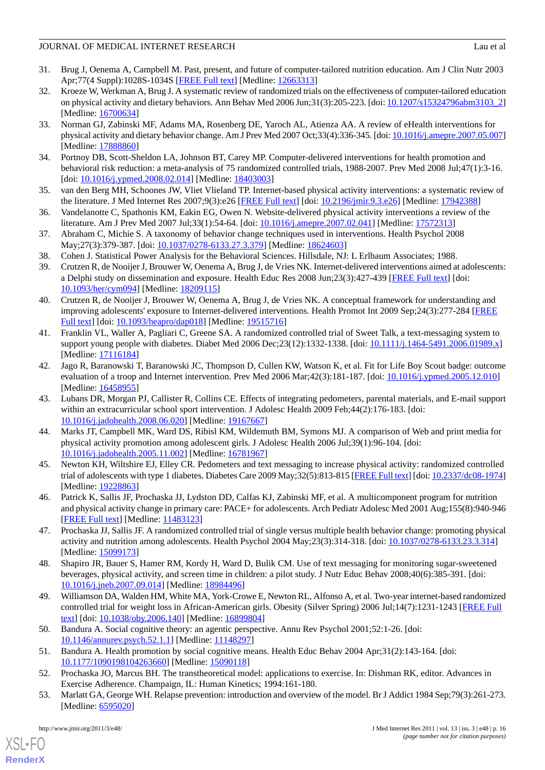31. Brug J, Oenema A, Campbell M. Past, present, and future of computer-tailored nutrition education. Am J Clin Nutr 2003 Apr;77(4 Suppl):1028S-1034S [FREE Full text] [Medline: 12663313]
32. Kroeze W, Werkman A, Brug J. A systematic review of randomized trials on the effectiveness of computer-tailored education on physical activity and dietary behaviors. Ann Behav Med 2006 Jun;31(3):205-223. [doi: 10.1207/s15324796abm3103_2] [Medline: 16700634]
33. Norman GJ, Zabinski MF, Adams MA, Rosenberg DE, Yaroch AL, Atienza AA. A review of eHealth interventions for physical activity and dietary behavior change. Am J Prev Med 2007 Oct;33(4):336-345. [doi: 10.1016/j.amepre.2007.05.007] [Medline: 17888860]
34. Portnoy DB, Scott-Sheldon LA, Johnson BT, Carey MP. Computer-delivered interventions for health promotion and behavioral risk reduction: a meta-analysis of 75 randomized controlled trials, 1988-2007. Prev Med 2008 Jul;47(1):3-16. [doi: 10.1016/j.ypmed.2008.02.014] [Medline: 18403003]
35. van den Berg MH, Schoones JW, Vliet Vlieland TP. Internet-based physical activity interventions: a systematic review of the literature. J Med Internet Res 2007;9(3):e26 [FREE Full text] [doi: 10.2196/jmir.9.3.e26] [Medline: 17942388]
36. Vandelanotte C, Spathonis KM, Eakin EG, Owen N. Website-delivered physical activity interventions a review of the literature. Am J Prev Med 2007 Jul;33(1):54-64. [doi: 10.1016/j.amepre.2007.02.041] [Medline: 17572313]
37. Abraham C, Michie S. A taxonomy of behavior change techniques used in interventions. Health Psychol 2008 May;27(3):379-387. [doi: 10.1037/0278-6133.27.3.379] [Medline: 18624603]
38. Cohen J. Statistical Power Analysis for the Behavioral Sciences. Hillsdale, NJ: L Erlbaum Associates; 1988.
39. Crutzen R, de Nooijer J, Brouwer W, Oenema A, Brug J, de Vries NK. Internet-delivered interventions aimed at adolescents: a Delphi study on dissemination and exposure. Health Educ Res 2008 Jun;23(3):427-439 [FREE Full text] [doi: 10.1093/her/cym094] [Medline: 18209115]
40. Crutzen R, de Nooijer J, Brouwer W, Oenema A, Brug J, de Vries NK. A conceptual framework for understanding and improving adolescents' exposure to Internet-delivered interventions. Health Promot Int 2009 Sep;24(3):277-284 [FREE Full text] [doi: 10.1093/heapro/dap018] [Medline: 19515716]
41. Franklin VL, Waller A, Pagliari C, Greene SA. A randomized controlled trial of Sweet Talk, a text-messaging system to support young people with diabetes. Diabet Med 2006 Dec;23(12):1332-1338. [doi: 10.1111/j.1464-5491.2006.01989.x] [Medline: 17116184]
42. Jago R, Baranowski T, Baranowski JC, Thompson D, Cullen KW, Watson K, et al. Fit for Life Boy Scout badge: outcome evaluation of a troop and Internet intervention. Prev Med 2006 Mar;42(3):181-187. [doi: 10.1016/j.ypmed.2005.12.010] [Medline: 16458955]
43. Lubans DR, Morgan PJ, Callister R, Collins CE. Effects of integrating pedometers, parental materials, and E-mail support within an extracurricular school sport intervention. J Adolesc Health 2009 Feb;44(2):176-183. [doi: 10.1016/j.jadohealth.2008.06.020] [Medline: 19167667]
44. Marks JT, Campbell MK, Ward DS, Ribisl KM, Wildemuth BM, Symons MJ. A comparison of Web and print media for physical activity promotion among adolescent girls. J Adolesc Health 2006 Jul;39(1):96-104. [doi: 10.1016/j.jadohealth.2005.11.002] [Medline: 16781967]
45. Newton KH, Wiltshire EJ, Elley CR. Pedometers and text messaging to increase physical activity: randomized controlled trial of adolescents with type 1 diabetes. Diabetes Care 2009 May;32(5):813-815 [FREE Full text] [doi: 10.2337/dc08-1974] [Medline: 19228863]
46. Patrick K, Sallis JF, Prochaska JJ, Lydston DD, Calfas KJ, Zabinski MF, et al. A multicomponent program for nutrition and physical activity change in primary care: PACE+ for adolescents. Arch Pediatr Adolesc Med 2001 Aug;155(8):940-946 [FREE Full text] [Medline: 11483123]
47. Prochaska JJ, Sallis JF. A randomized controlled trial of single versus multiple health behavior change: promoting physical activity and nutrition among adolescents. Health Psychol 2004 May;23(3):314-318. [doi: 10.1037/0278-6133.23.3.314] [Medline: 15099173]
48. Shapiro JR, Bauer S, Hamer RM, Kordy H, Ward D, Bulik CM. Use of text messaging for monitoring sugar-sweetened beverages, physical activity, and screen time in children: a pilot study. J Nutr Educ Behav 2008;40(6):385-391. [doi: 10.1016/j.jneb.2007.09.014] [Medline: 18984496]
49. Williamson DA, Walden HM, White MA, York-Crowe E, Newton RL, Alfonso A, et al. Two-year internet-based randomized controlled trial for weight loss in African-American girls. Obesity (Silver Spring) 2006 Jul;14(7):1231-1243 [FREE Full text] [doi: 10.1038/oby.2006.140] [Medline: 16899804]
50. Bandura A. Social cognitive theory: an agentic perspective. Annu Rev Psychol 2001;52:1-26. [doi: 10.1146/annurev.psych.52.1.1] [Medline: 11148297]
51. Bandura A. Health promotion by social cognitive means. Health Educ Behav 2004 Apr;31(2):143-164. [doi: 10.1177/1090198104263660] [Medline: 15090118]
52. Prochaska JO, Marcus BH. The transtheoretical model: applications to exercise. In: Dishman RK, editor. Advances in Exercise Adherence. Champaign, IL: Human Kinetics; 1994:161-180.
53. Marlatt GA, George WH. Relapse prevention: introduction and overview of the model. Br J Addict 1984 Sep;79(3):261-273. [Medline: 6595020]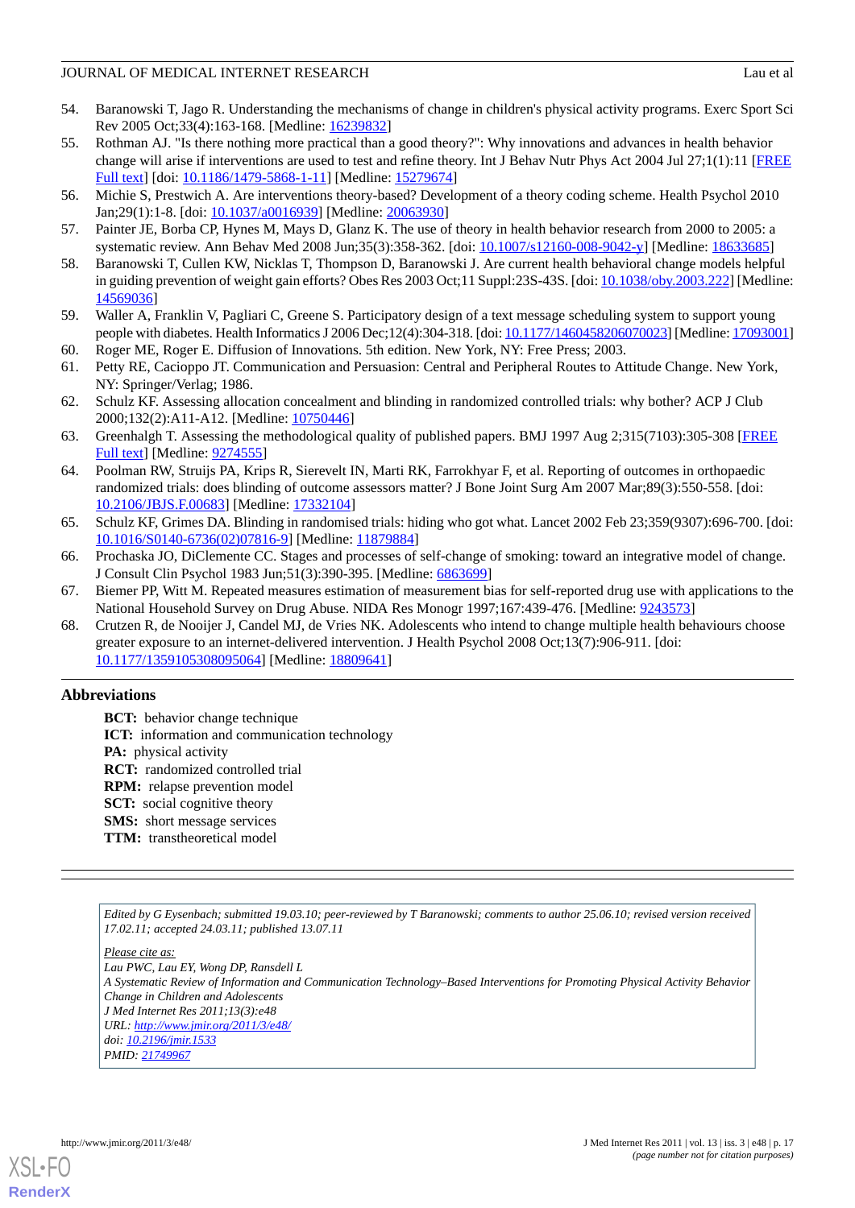54. Baranowski T, Jago R. Understanding the mechanisms of change in children's physical activity programs. Exerc Sport Sci Rev 2005 Oct;33(4):163-168. [Medline: 16239832]
55. Rothman AJ. "Is there nothing more practical than a good theory?": Why innovations and advances in health behavior change will arise if interventions are used to test and refine theory. Int J Behav Nutr Phys Act 2004 Jul 27;1(1):11 [FREE Full text] [doi: 10.1186/1479-5868-1-11] [Medline: 15279674]
56. Michie S, Prestwich A. Are interventions theory-based? Development of a theory coding scheme. Health Psychol 2010 Jan;29(1):1-8. [doi: 10.1037/a0016939] [Medline: 20063930]
57. Painter JE, Borba CP, Hynes M, Mays D, Glanz K. The use of theory in health behavior research from 2000 to 2005: a systematic review. Ann Behav Med 2008 Jun;35(3):358-362. [doi: 10.1007/s12160-008-9042-y] [Medline: 18633685]
58. Baranowski T, Cullen KW, Nicklas T, Thompson D, Baranowski J. Are current health behavioral change models helpful in guiding prevention of weight gain efforts? Obes Res 2003 Oct;11 Suppl:23S-43S. [doi: 10.1038/oby.2003.222] [Medline: 14569036]
59. Waller A, Franklin V, Pagliari C, Greene S. Participatory design of a text message scheduling system to support young people with diabetes. Health Informatics J 2006 Dec;12(4):304-318. [doi: 10.1177/1460458206070023] [Medline: 17093001]
60. Roger ME, Roger E. Diffusion of Innovations. 5th edition. New York, NY: Free Press; 2003.
61. Petty RE, Cacioppo JT. Communication and Persuasion: Central and Peripheral Routes to Attitude Change. New York, NY: Springer/Verlag; 1986.
62. Schulz KF. Assessing allocation concealment and blinding in randomized controlled trials: why bother? ACP J Club 2000;132(2):A11-A12. [Medline: 10750446]
63. Greenhalgh T. Assessing the methodological quality of published papers. BMJ 1997 Aug 2;315(7103):305-308 [FREE Full text] [Medline: 9274555]
64. Poolman RW, Struijs PA, Krips R, Sierevelt IN, Marti RK, Farrokhyar F, et al. Reporting of outcomes in orthopaedic randomized trials: does blinding of outcome assessors matter? J Bone Joint Surg Am 2007 Mar;89(3):550-558. [doi: 10.2106/JBJS.F.00683] [Medline: 17332104]
65. Schulz KF, Grimes DA. Blinding in randomised trials: hiding who got what. Lancet 2002 Feb 23;359(9307):696-700. [doi: 10.1016/S0140-6736(02)07816-9] [Medline: 11879884]
66. Prochaska JO, DiClemente CC. Stages and processes of self-change of smoking: toward an integrative model of change. J Consult Clin Psychol 1983 Jun;51(3):390-395. [Medline: 6863699]
67. Biemer PP, Witt M. Repeated measures estimation of measurement bias for self-reported drug use with applications to the National Household Survey on Drug Abuse. NIDA Res Monogr 1997;167:439-476. [Medline: 9243573]
68. Crutzen R, de Nooijer J, Candel MJ, de Vries NK. Adolescents who intend to change multiple health behaviours choose greater exposure to an internet-delivered intervention. J Health Psychol 2008 Oct;13(7):906-911. [doi: 10.1177/1359105308095064] [Medline: 18809641]

## Abbreviations

**BCT:** behavior change technique
**ICT:** information and communication technology
**PA:** physical activity
**RCT:** randomized controlled trial
**RPM:** relapse prevention model
**SCT:** social cognitive theory
**SMS:** short message services
**TTM:** transtheoretical model

---

*Edited by G Eysenbach; submitted 19.03.10; peer-reviewed by T Baranowski; comments to author 25.06.10; revised version received 17.02.11; accepted 24.03.11; published 13.07.11*

*Please cite as:*
*Lau PWC, Lau EY, Wong DP, Ransdell L*
*A Systematic Review of Information and Communication Technology–Based Interventions for Promoting Physical Activity Behavior Change in Children and Adolescents*
*J Med Internet Res 2011;13(3):e48*
*URL: http://www.jmir.org/2011/3/e48/*
*doi: 10.2196/jmir.1533*
*PMID: 21749967*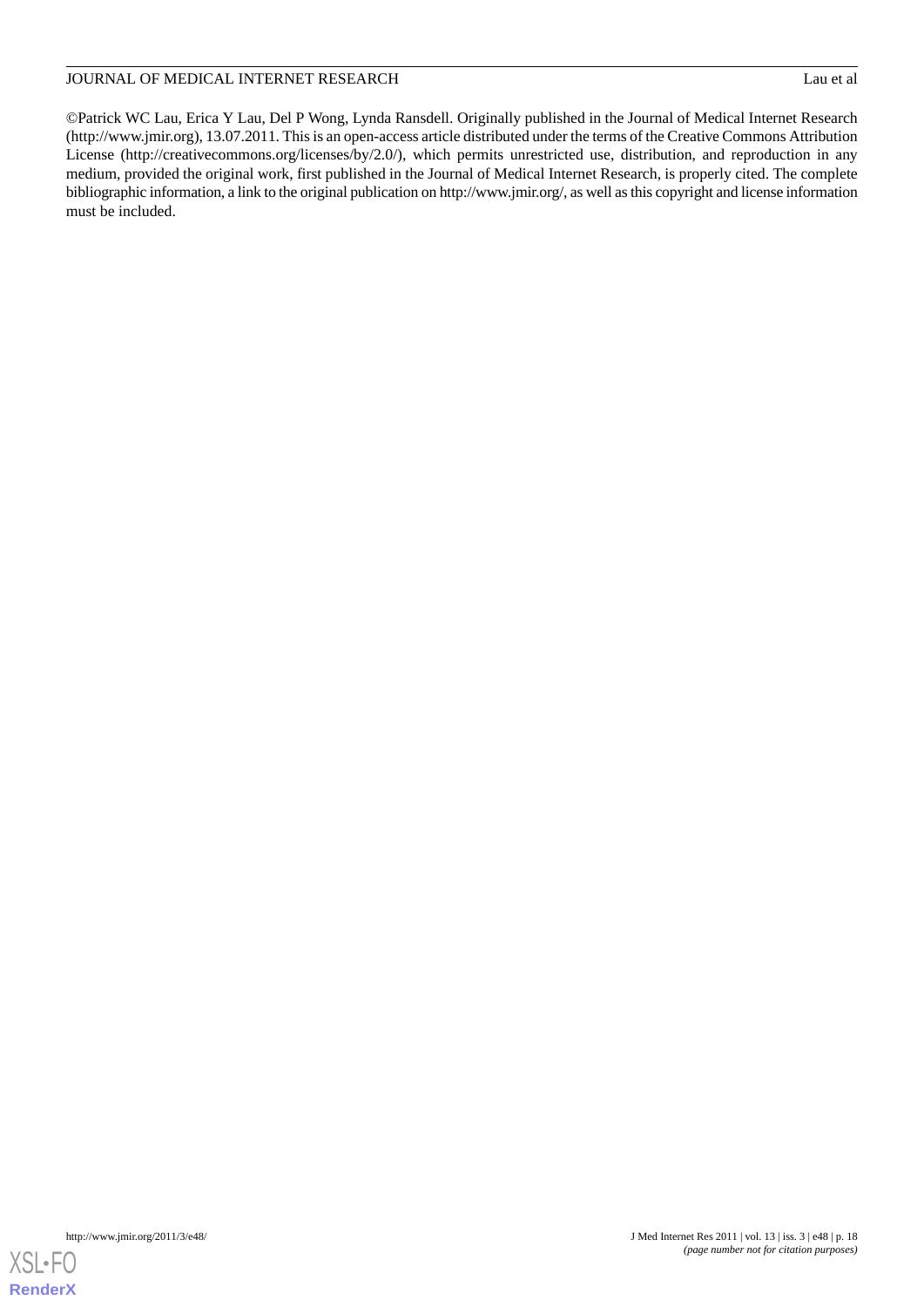©Patrick WC Lau, Erica Y Lau, Del P Wong, Lynda Ransdell. Originally published in the Journal of Medical Internet Research (http://www.jmir.org), 13.07.2011. This is an open-access article distributed under the terms of the Creative Commons Attribution License (http://creativecommons.org/licenses/by/2.0/), which permits unrestricted use, distribution, and reproduction in any medium, provided the original work, first published in the Journal of Medical Internet Research, is properly cited. The complete bibliographic information, a link to the original publication on http://www.jmir.org/, as well as this copyright and license information must be included.